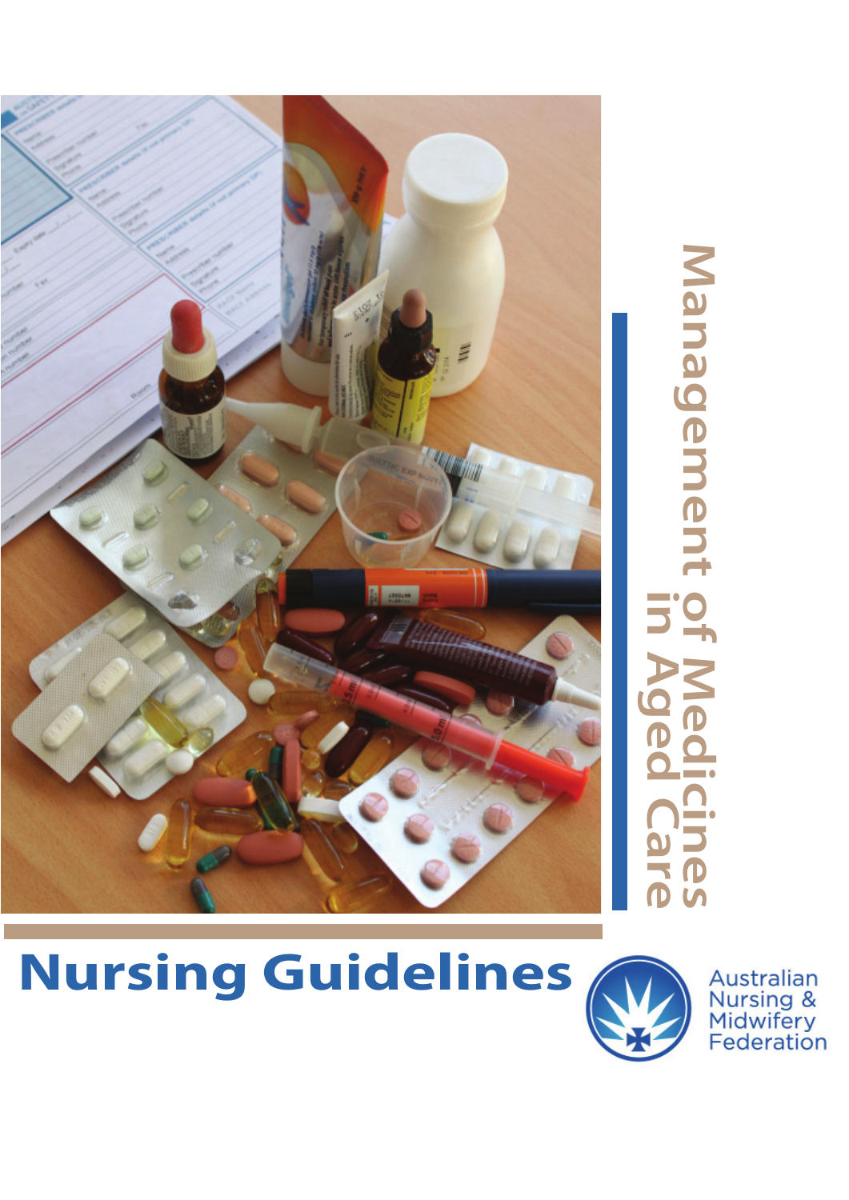# Management of Medicines in Aged Care

## Nursing Guidelines

Australian Nursing & Midwifery Federation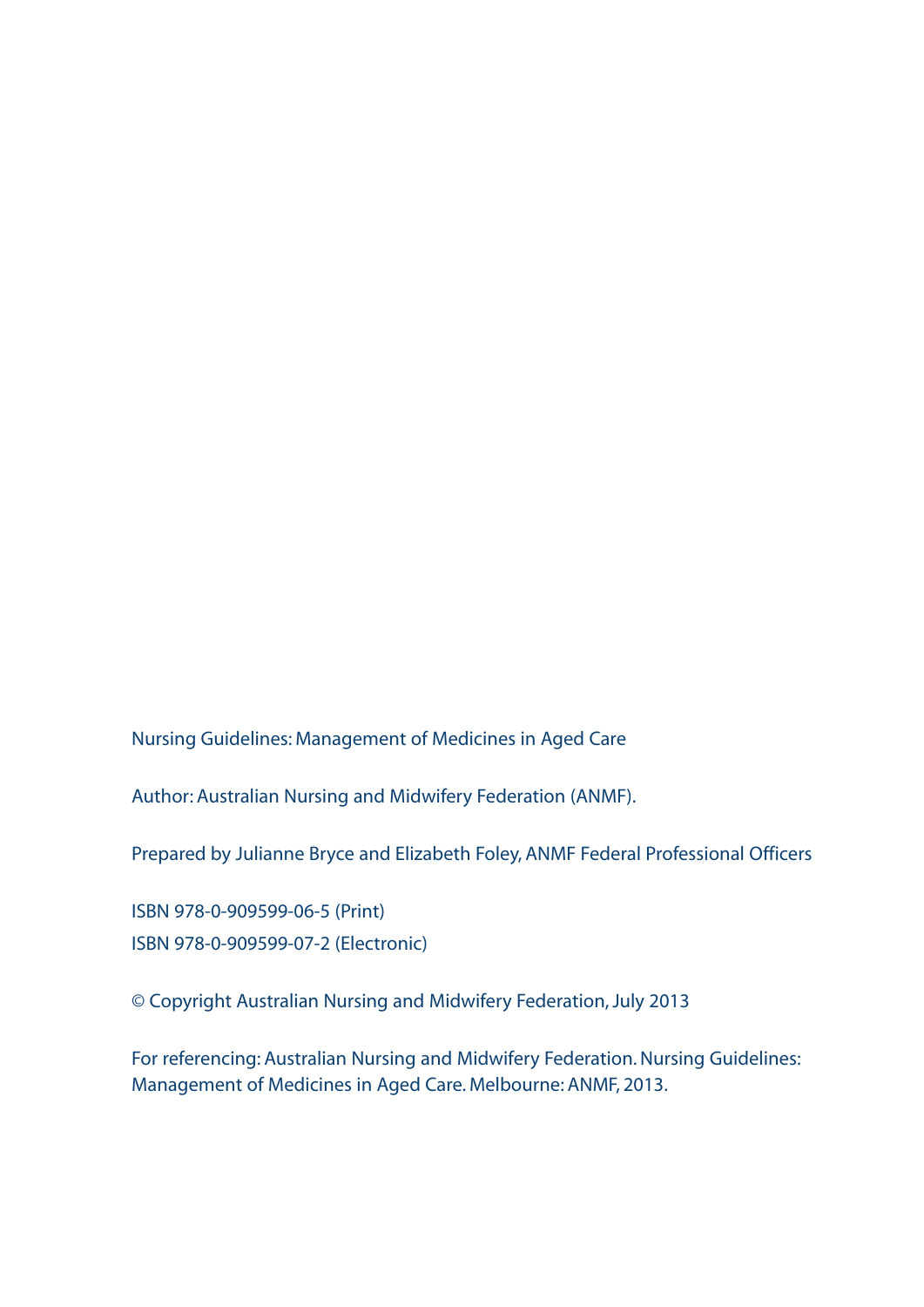Nursing Guidelines: Management of Medicines in Aged Care

Author: Australian Nursing and Midwifery Federation (ANMF).

Prepared by Julianne Bryce and Elizabeth Foley, ANMF Federal Professional Officers

ISBN 978-0-909599-06-5 (Print)
ISBN 978-0-909599-07-2 (Electronic)

© Copyright Australian Nursing and Midwifery Federation, July 2013

For referencing: Australian Nursing and Midwifery Federation. Nursing Guidelines: Management of Medicines in Aged Care. Melbourne: ANMF, 2013.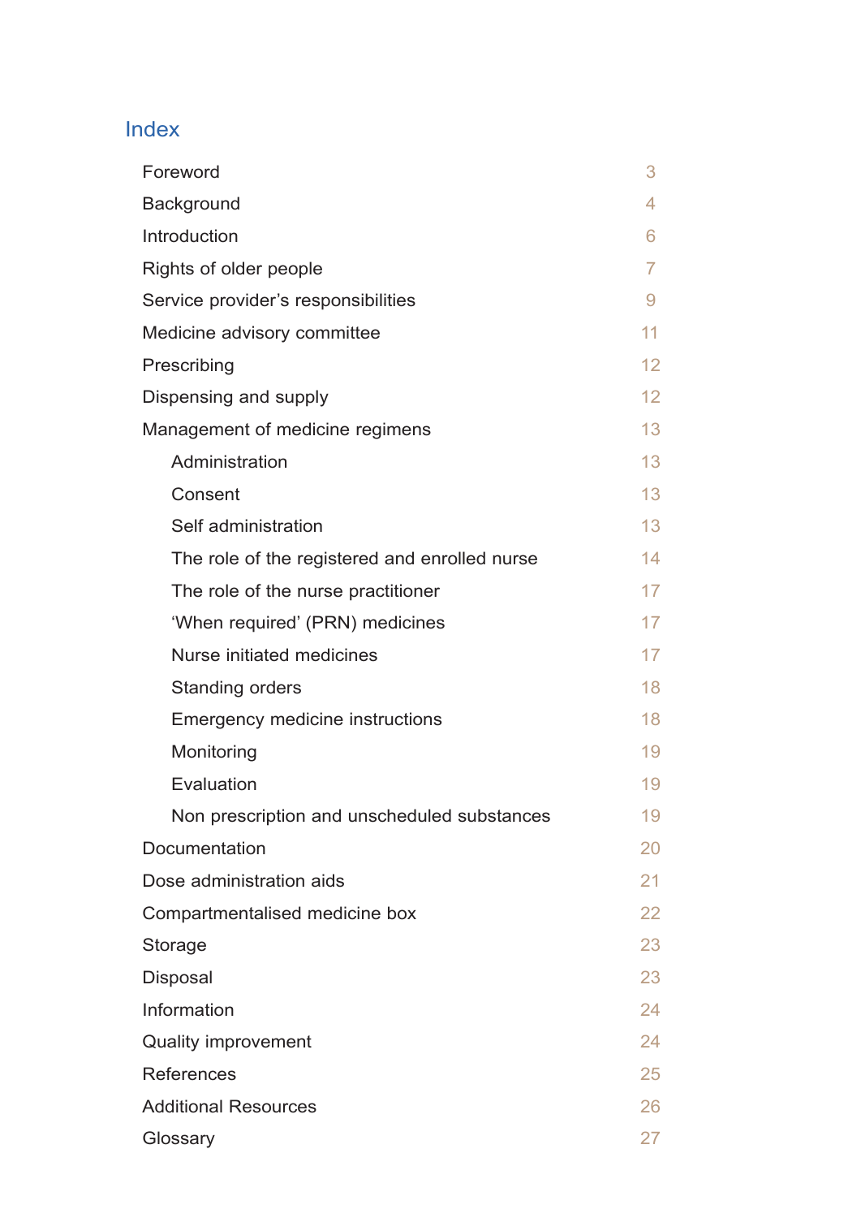# Index

| | |
|---|---|
| Foreword | 3 |
| Background | 4 |
| Introduction | 6 |
| Rights of older people | 7 |
| Service provider's responsibilities | 9 |
| Medicine advisory committee | 11 |
| Prescribing | 12 |
| Dispensing and supply | 12 |
| Management of medicine regimens | 13 |
| &nbsp;&nbsp;&nbsp;&nbsp;Administration | 13 |
| &nbsp;&nbsp;&nbsp;&nbsp;Consent | 13 |
| &nbsp;&nbsp;&nbsp;&nbsp;Self administration | 13 |
| &nbsp;&nbsp;&nbsp;&nbsp;The role of the registered and enrolled nurse | 14 |
| &nbsp;&nbsp;&nbsp;&nbsp;The role of the nurse practitioner | 17 |
| &nbsp;&nbsp;&nbsp;&nbsp;'When required' (PRN) medicines | 17 |
| &nbsp;&nbsp;&nbsp;&nbsp;Nurse initiated medicines | 17 |
| &nbsp;&nbsp;&nbsp;&nbsp;Standing orders | 18 |
| &nbsp;&nbsp;&nbsp;&nbsp;Emergency medicine instructions | 18 |
| &nbsp;&nbsp;&nbsp;&nbsp;Monitoring | 19 |
| &nbsp;&nbsp;&nbsp;&nbsp;Evaluation | 19 |
| &nbsp;&nbsp;&nbsp;&nbsp;Non prescription and unscheduled substances | 19 |
| Documentation | 20 |
| Dose administration aids | 21 |
| Compartmentalised medicine box | 22 |
| Storage | 23 |
| Disposal | 23 |
| Information | 24 |
| Quality improvement | 24 |
| References | 25 |
| Additional Resources | 26 |
| Glossary | 27 |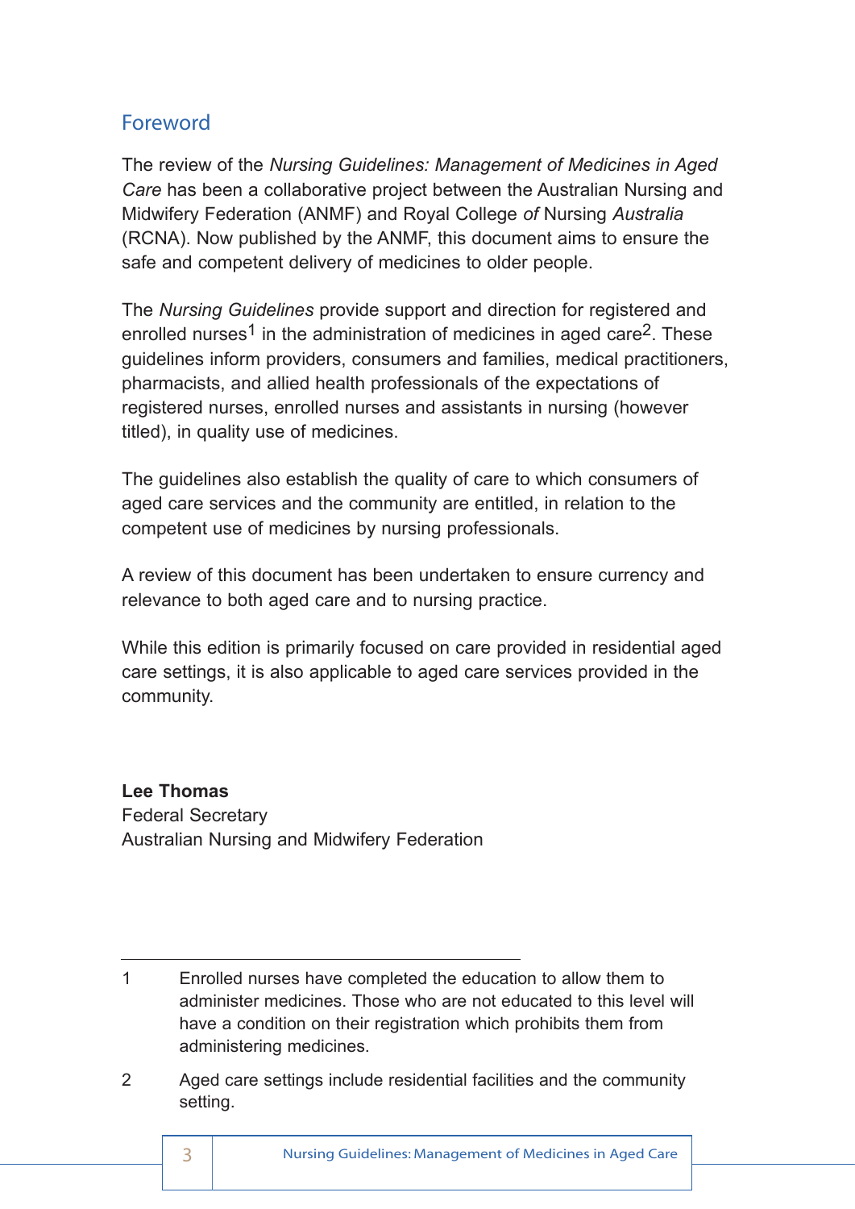## Foreword

The review of the *Nursing Guidelines: Management of Medicines in Aged Care* has been a collaborative project between the Australian Nursing and Midwifery Federation (ANMF) and Royal College *of* Nursing *Australia* (RCNA). Now published by the ANMF, this document aims to ensure the safe and competent delivery of medicines to older people.

The *Nursing Guidelines* provide support and direction for registered and enrolled nurses[1] in the administration of medicines in aged care[2]. These guidelines inform providers, consumers and families, medical practitioners, pharmacists, and allied health professionals of the expectations of registered nurses, enrolled nurses and assistants in nursing (however titled), in quality use of medicines.

The guidelines also establish the quality of care to which consumers of aged care services and the community are entitled, in relation to the competent use of medicines by nursing professionals.

A review of this document has been undertaken to ensure currency and relevance to both aged care and to nursing practice.

While this edition is primarily focused on care provided in residential aged care settings, it is also applicable to aged care services provided in the community.

**Lee Thomas**
Federal Secretary
Australian Nursing and Midwifery Federation

---

1 Enrolled nurses have completed the education to allow them to administer medicines. Those who are not educated to this level will have a condition on their registration which prohibits them from administering medicines.

2 Aged care settings include residential facilities and the community setting.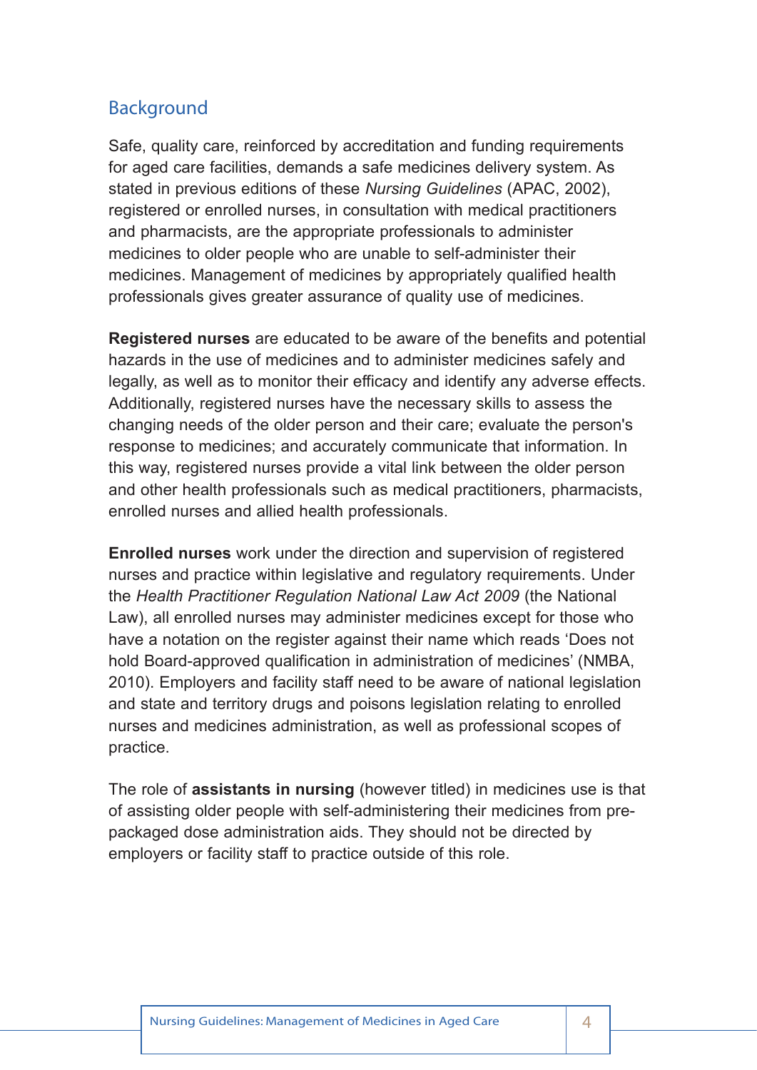## Background

Safe, quality care, reinforced by accreditation and funding requirements for aged care facilities, demands a safe medicines delivery system. As stated in previous editions of these *Nursing Guidelines* (APAC, 2002), registered or enrolled nurses, in consultation with medical practitioners and pharmacists, are the appropriate professionals to administer medicines to older people who are unable to self-administer their medicines. Management of medicines by appropriately qualified health professionals gives greater assurance of quality use of medicines.

**Registered nurses** are educated to be aware of the benefits and potential hazards in the use of medicines and to administer medicines safely and legally, as well as to monitor their efficacy and identify any adverse effects. Additionally, registered nurses have the necessary skills to assess the changing needs of the older person and their care; evaluate the person's response to medicines; and accurately communicate that information. In this way, registered nurses provide a vital link between the older person and other health professionals such as medical practitioners, pharmacists, enrolled nurses and allied health professionals.

**Enrolled nurses** work under the direction and supervision of registered nurses and practice within legislative and regulatory requirements. Under the *Health Practitioner Regulation National Law Act 2009* (the National Law), all enrolled nurses may administer medicines except for those who have a notation on the register against their name which reads 'Does not hold Board-approved qualification in administration of medicines' (NMBA, 2010). Employers and facility staff need to be aware of national legislation and state and territory drugs and poisons legislation relating to enrolled nurses and medicines administration, as well as professional scopes of practice.

The role of **assistants in nursing** (however titled) in medicines use is that of assisting older people with self-administering their medicines from pre-packaged dose administration aids. They should not be directed by employers or facility staff to practice outside of this role.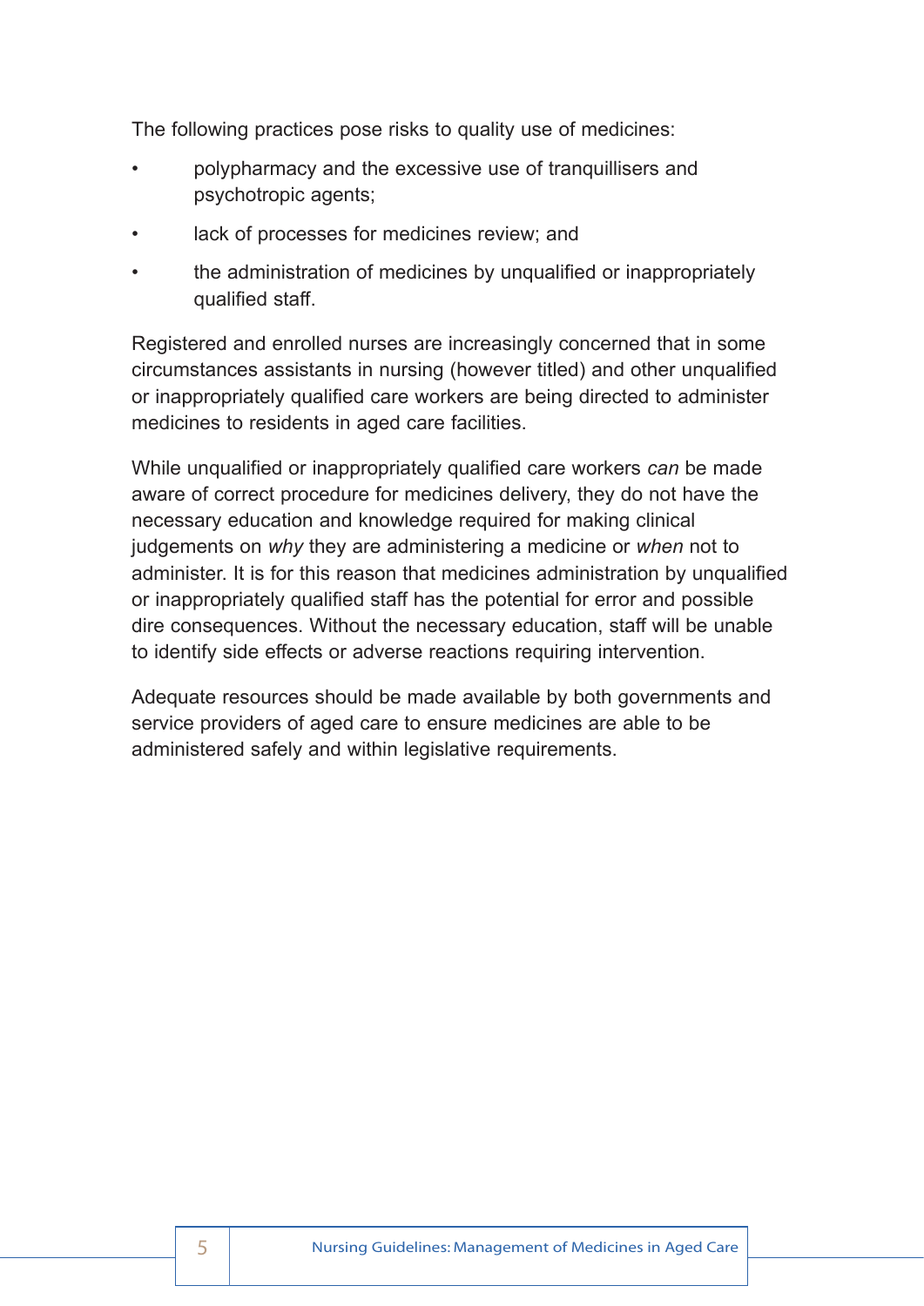The following practices pose risks to quality use of medicines:

- polypharmacy and the excessive use of tranquillisers and psychotropic agents;
- lack of processes for medicines review; and
- the administration of medicines by unqualified or inappropriately qualified staff.

Registered and enrolled nurses are increasingly concerned that in some circumstances assistants in nursing (however titled) and other unqualified or inappropriately qualified care workers are being directed to administer medicines to residents in aged care facilities.

While unqualified or inappropriately qualified care workers *can* be made aware of correct procedure for medicines delivery, they do not have the necessary education and knowledge required for making clinical judgements on *why* they are administering a medicine or *when* not to administer. It is for this reason that medicines administration by unqualified or inappropriately qualified staff has the potential for error and possible dire consequences. Without the necessary education, staff will be unable to identify side effects or adverse reactions requiring intervention.

Adequate resources should be made available by both governments and service providers of aged care to ensure medicines are able to be administered safely and within legislative requirements.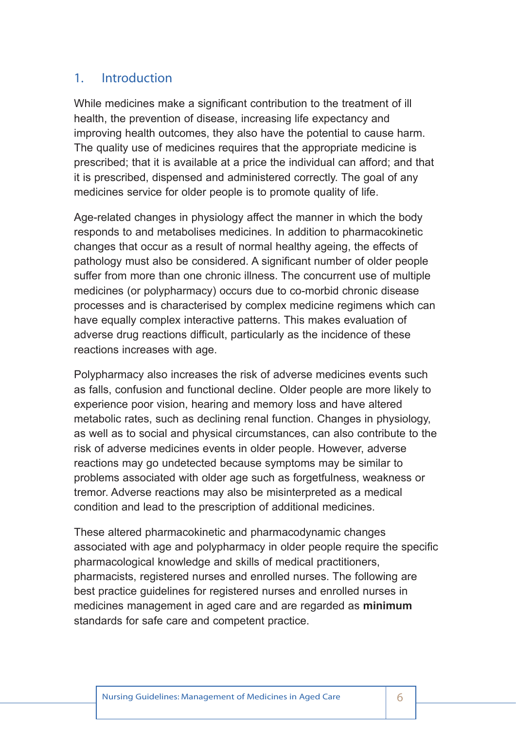# 1. Introduction

While medicines make a significant contribution to the treatment of ill health, the prevention of disease, increasing life expectancy and improving health outcomes, they also have the potential to cause harm. The quality use of medicines requires that the appropriate medicine is prescribed; that it is available at a price the individual can afford; and that it is prescribed, dispensed and administered correctly. The goal of any medicines service for older people is to promote quality of life.

Age-related changes in physiology affect the manner in which the body responds to and metabolises medicines. In addition to pharmacokinetic changes that occur as a result of normal healthy ageing, the effects of pathology must also be considered. A significant number of older people suffer from more than one chronic illness. The concurrent use of multiple medicines (or polypharmacy) occurs due to co-morbid chronic disease processes and is characterised by complex medicine regimens which can have equally complex interactive patterns. This makes evaluation of adverse drug reactions difficult, particularly as the incidence of these reactions increases with age.

Polypharmacy also increases the risk of adverse medicines events such as falls, confusion and functional decline. Older people are more likely to experience poor vision, hearing and memory loss and have altered metabolic rates, such as declining renal function. Changes in physiology, as well as to social and physical circumstances, can also contribute to the risk of adverse medicines events in older people. However, adverse reactions may go undetected because symptoms may be similar to problems associated with older age such as forgetfulness, weakness or tremor. Adverse reactions may also be misinterpreted as a medical condition and lead to the prescription of additional medicines.

These altered pharmacokinetic and pharmacodynamic changes associated with age and polypharmacy in older people require the specific pharmacological knowledge and skills of medical practitioners, pharmacists, registered nurses and enrolled nurses. The following are best practice guidelines for registered nurses and enrolled nurses in medicines management in aged care and are regarded as **minimum** standards for safe care and competent practice.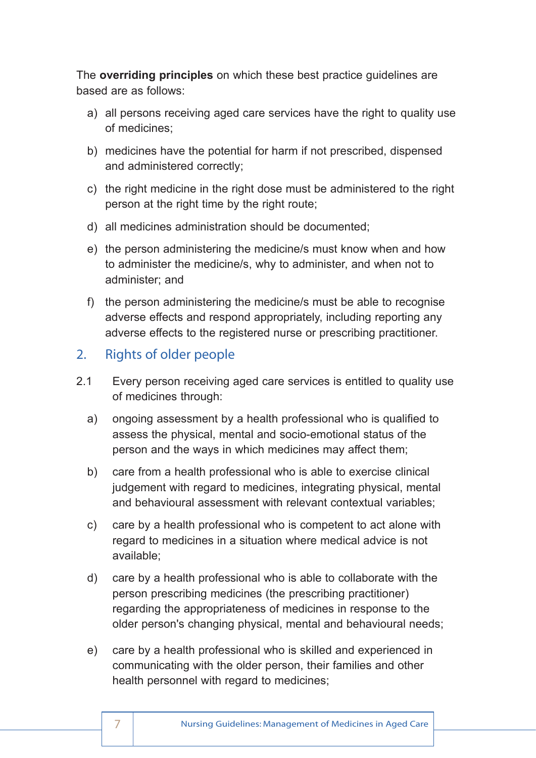The **overriding principles** on which these best practice guidelines are based are as follows:

a) all persons receiving aged care services have the right to quality use of medicines;

b) medicines have the potential for harm if not prescribed, dispensed and administered correctly;

c) the right medicine in the right dose must be administered to the right person at the right time by the right route;

d) all medicines administration should be documented;

e) the person administering the medicine/s must know when and how to administer the medicine/s, why to administer, and when not to administer; and

f) the person administering the medicine/s must be able to recognise adverse effects and respond appropriately, including reporting any adverse effects to the registered nurse or prescribing practitioner.

## 2. Rights of older people

2.1 Every person receiving aged care services is entitled to quality use of medicines through:

a) ongoing assessment by a health professional who is qualified to assess the physical, mental and socio-emotional status of the person and the ways in which medicines may affect them;

b) care from a health professional who is able to exercise clinical judgement with regard to medicines, integrating physical, mental and behavioural assessment with relevant contextual variables;

c) care by a health professional who is competent to act alone with regard to medicines in a situation where medical advice is not available;

d) care by a health professional who is able to collaborate with the person prescribing medicines (the prescribing practitioner) regarding the appropriateness of medicines in response to the older person's changing physical, mental and behavioural needs;

e) care by a health professional who is skilled and experienced in communicating with the older person, their families and other health personnel with regard to medicines;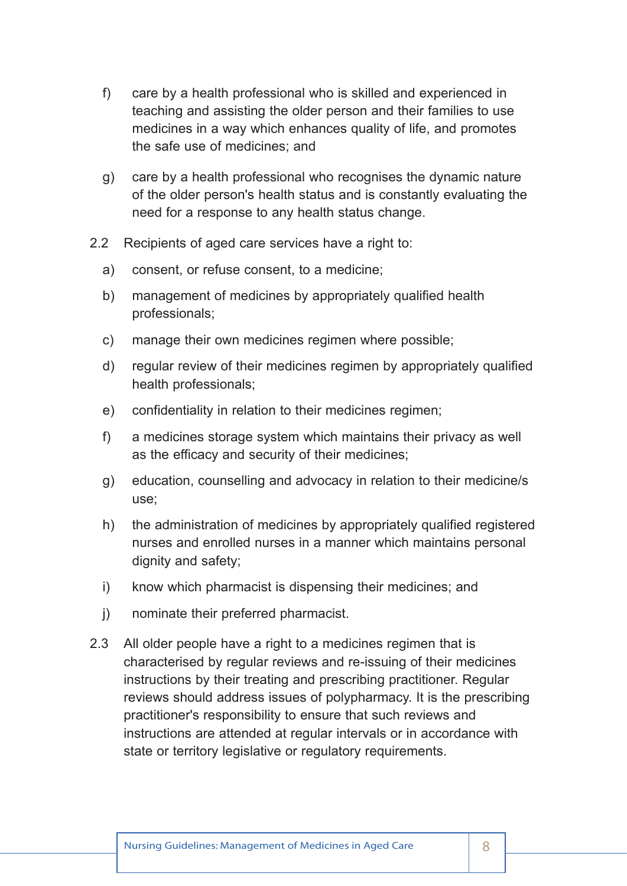f) care by a health professional who is skilled and experienced in teaching and assisting the older person and their families to use medicines in a way which enhances quality of life, and promotes the safe use of medicines; and

g) care by a health professional who recognises the dynamic nature of the older person's health status and is constantly evaluating the need for a response to any health status change.

2.2 Recipients of aged care services have a right to:

a) consent, or refuse consent, to a medicine;

b) management of medicines by appropriately qualified health professionals;

c) manage their own medicines regimen where possible;

d) regular review of their medicines regimen by appropriately qualified health professionals;

e) confidentiality in relation to their medicines regimen;

f) a medicines storage system which maintains their privacy as well as the efficacy and security of their medicines;

g) education, counselling and advocacy in relation to their medicine/s use;

h) the administration of medicines by appropriately qualified registered nurses and enrolled nurses in a manner which maintains personal dignity and safety;

i) know which pharmacist is dispensing their medicines; and

j) nominate their preferred pharmacist.

2.3 All older people have a right to a medicines regimen that is characterised by regular reviews and re-issuing of their medicines instructions by their treating and prescribing practitioner. Regular reviews should address issues of polypharmacy. It is the prescribing practitioner's responsibility to ensure that such reviews and instructions are attended at regular intervals or in accordance with state or territory legislative or regulatory requirements.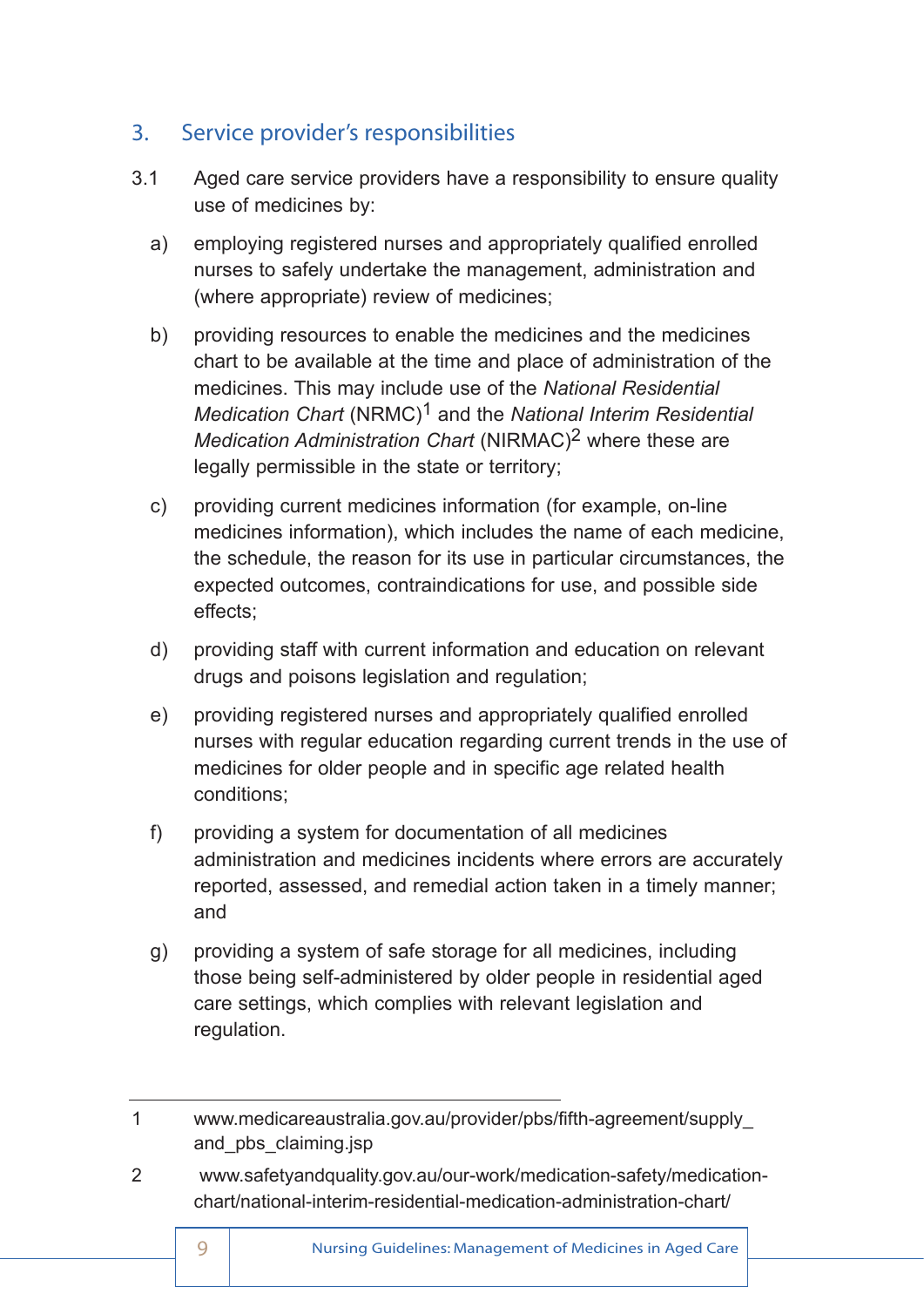## 3. Service provider's responsibilities

3.1 Aged care service providers have a responsibility to ensure quality use of medicines by:

a) employing registered nurses and appropriately qualified enrolled nurses to safely undertake the management, administration and (where appropriate) review of medicines;

b) providing resources to enable the medicines and the medicines chart to be available at the time and place of administration of the medicines. This may include use of the *National Residential Medication Chart* (NRMC)[1] and the *National Interim Residential Medication Administration Chart* (NIRMAC)[2] where these are legally permissible in the state or territory;

c) providing current medicines information (for example, on-line medicines information), which includes the name of each medicine, the schedule, the reason for its use in particular circumstances, the expected outcomes, contraindications for use, and possible side effects;

d) providing staff with current information and education on relevant drugs and poisons legislation and regulation;

e) providing registered nurses and appropriately qualified enrolled nurses with regular education regarding current trends in the use of medicines for older people and in specific age related health conditions;

f) providing a system for documentation of all medicines administration and medicines incidents where errors are accurately reported, assessed, and remedial action taken in a timely manner; and

g) providing a system of safe storage for all medicines, including those being self-administered by older people in residential aged care settings, which complies with relevant legislation and regulation.

---

1 www.medicareaustralia.gov.au/provider/pbs/fifth-agreement/supply_and_pbs_claiming.jsp

2 www.safetyandquality.gov.au/our-work/medication-safety/medication-chart/national-interim-residential-medication-administration-chart/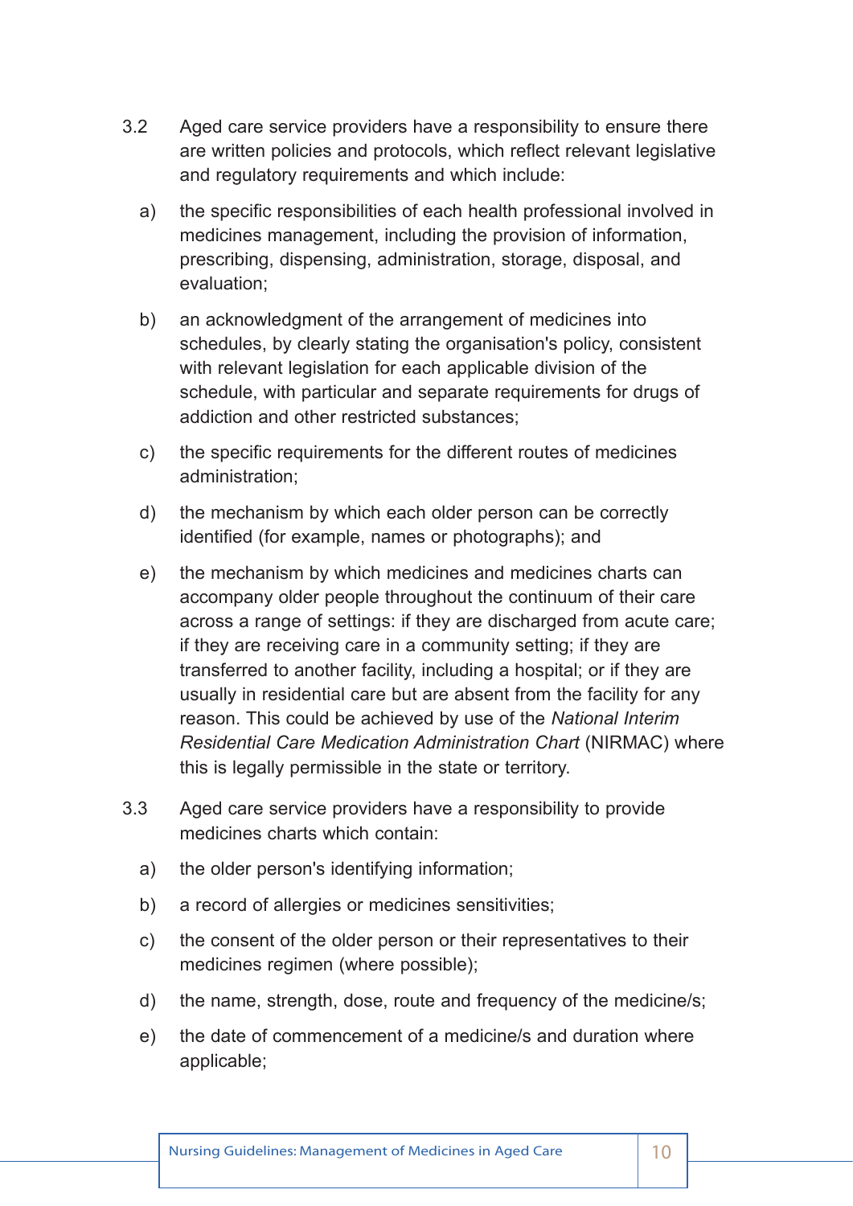3.2 Aged care service providers have a responsibility to ensure there are written policies and protocols, which reflect relevant legislative and regulatory requirements and which include:

a) the specific responsibilities of each health professional involved in medicines management, including the provision of information, prescribing, dispensing, administration, storage, disposal, and evaluation;

b) an acknowledgment of the arrangement of medicines into schedules, by clearly stating the organisation's policy, consistent with relevant legislation for each applicable division of the schedule, with particular and separate requirements for drugs of addiction and other restricted substances;

c) the specific requirements for the different routes of medicines administration;

d) the mechanism by which each older person can be correctly identified (for example, names or photographs); and

e) the mechanism by which medicines and medicines charts can accompany older people throughout the continuum of their care across a range of settings: if they are discharged from acute care; if they are receiving care in a community setting; if they are transferred to another facility, including a hospital; or if they are usually in residential care but are absent from the facility for any reason. This could be achieved by use of the *National Interim Residential Care Medication Administration Chart* (NIRMAC) where this is legally permissible in the state or territory.

3.3 Aged care service providers have a responsibility to provide medicines charts which contain:

a) the older person's identifying information;

b) a record of allergies or medicines sensitivities;

c) the consent of the older person or their representatives to their medicines regimen (where possible);

d) the name, strength, dose, route and frequency of the medicine/s;

e) the date of commencement of a medicine/s and duration where applicable;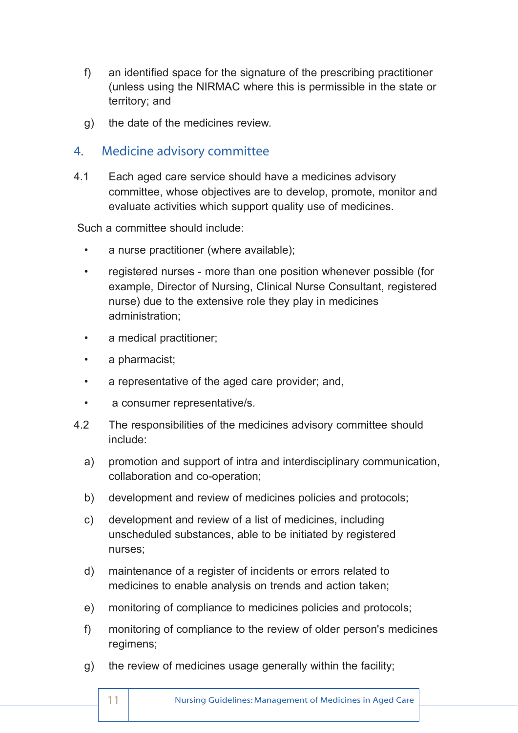f) an identified space for the signature of the prescribing practitioner (unless using the NIRMAC where this is permissible in the state or territory; and

g) the date of the medicines review.

## 4. Medicine advisory committee

4.1 Each aged care service should have a medicines advisory committee, whose objectives are to develop, promote, monitor and evaluate activities which support quality use of medicines.

Such a committee should include:

- a nurse practitioner (where available);
- registered nurses - more than one position whenever possible (for example, Director of Nursing, Clinical Nurse Consultant, registered nurse) due to the extensive role they play in medicines administration;
- a medical practitioner;
- a pharmacist;
- a representative of the aged care provider; and,
- a consumer representative/s.

4.2 The responsibilities of the medicines advisory committee should include:

a) promotion and support of intra and interdisciplinary communication, collaboration and co-operation;

b) development and review of medicines policies and protocols;

c) development and review of a list of medicines, including unscheduled substances, able to be initiated by registered nurses;

d) maintenance of a register of incidents or errors related to medicines to enable analysis on trends and action taken;

e) monitoring of compliance to medicines policies and protocols;

f) monitoring of compliance to the review of older person's medicines regimens;

g) the review of medicines usage generally within the facility;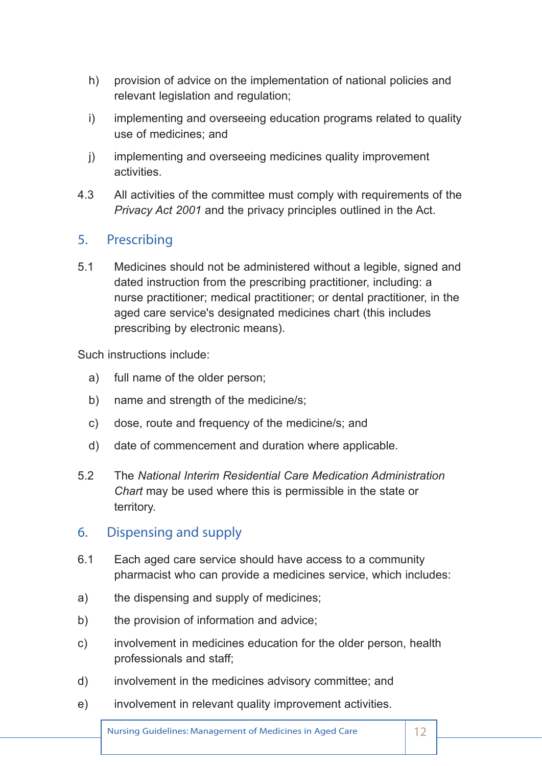h) provision of advice on the implementation of national policies and relevant legislation and regulation;

i) implementing and overseeing education programs related to quality use of medicines; and

j) implementing and overseeing medicines quality improvement activities.

4.3 All activities of the committee must comply with requirements of the *Privacy Act 2001* and the privacy principles outlined in the Act.

## 5. Prescribing

5.1 Medicines should not be administered without a legible, signed and dated instruction from the prescribing practitioner, including: a nurse practitioner; medical practitioner; or dental practitioner, in the aged care service's designated medicines chart (this includes prescribing by electronic means).

Such instructions include:

a) full name of the older person;

b) name and strength of the medicine/s;

c) dose, route and frequency of the medicine/s; and

d) date of commencement and duration where applicable.

5.2 The *National Interim Residential Care Medication Administration Chart* may be used where this is permissible in the state or territory.

## 6. Dispensing and supply

6.1 Each aged care service should have access to a community pharmacist who can provide a medicines service, which includes:

a) the dispensing and supply of medicines;

b) the provision of information and advice;

c) involvement in medicines education for the older person, health professionals and staff;

d) involvement in the medicines advisory committee; and

e) involvement in relevant quality improvement activities.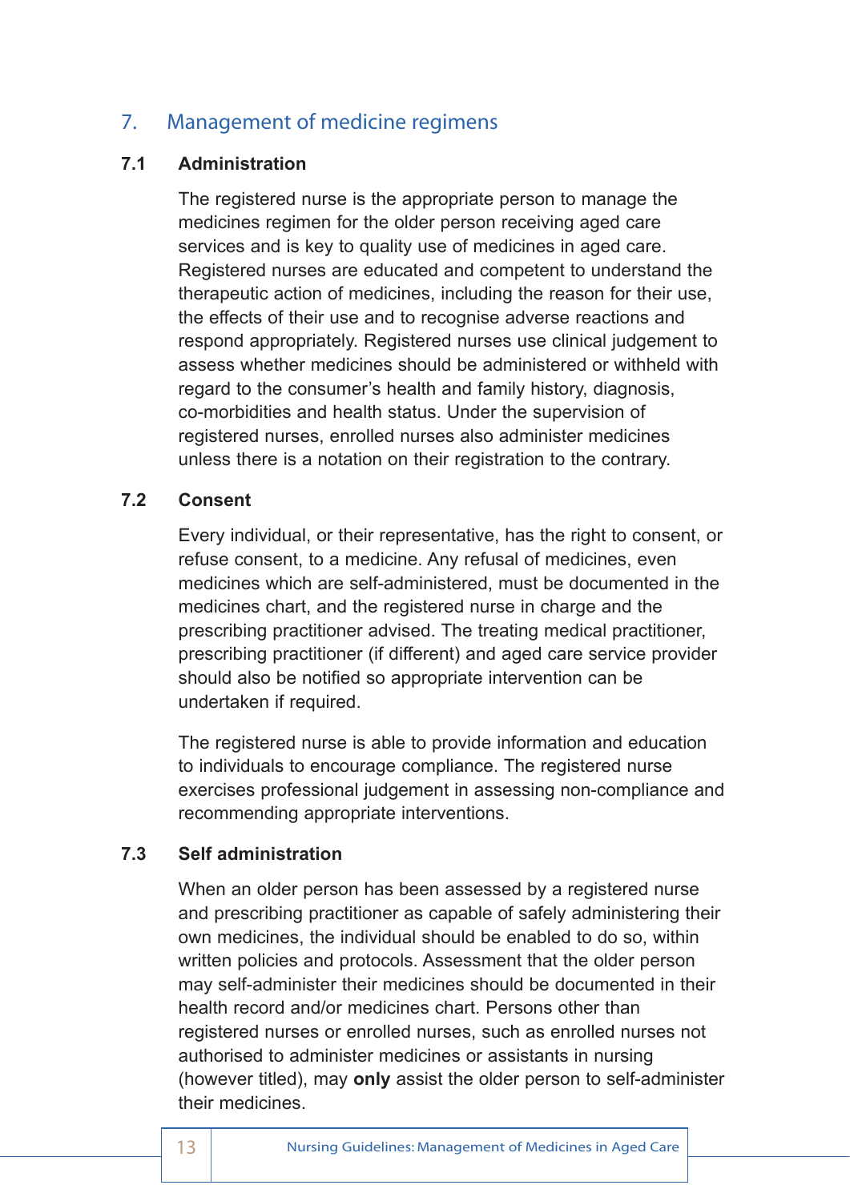## 7. Management of medicine regimens

### 7.1 Administration

The registered nurse is the appropriate person to manage the medicines regimen for the older person receiving aged care services and is key to quality use of medicines in aged care. Registered nurses are educated and competent to understand the therapeutic action of medicines, including the reason for their use, the effects of their use and to recognise adverse reactions and respond appropriately. Registered nurses use clinical judgement to assess whether medicines should be administered or withheld with regard to the consumer's health and family history, diagnosis, co-morbidities and health status. Under the supervision of registered nurses, enrolled nurses also administer medicines unless there is a notation on their registration to the contrary.

### 7.2 Consent

Every individual, or their representative, has the right to consent, or refuse consent, to a medicine. Any refusal of medicines, even medicines which are self-administered, must be documented in the medicines chart, and the registered nurse in charge and the prescribing practitioner advised. The treating medical practitioner, prescribing practitioner (if different) and aged care service provider should also be notified so appropriate intervention can be undertaken if required.

The registered nurse is able to provide information and education to individuals to encourage compliance. The registered nurse exercises professional judgement in assessing non-compliance and recommending appropriate interventions.

### 7.3 Self administration

When an older person has been assessed by a registered nurse and prescribing practitioner as capable of safely administering their own medicines, the individual should be enabled to do so, within written policies and protocols. Assessment that the older person may self-administer their medicines should be documented in their health record and/or medicines chart. Persons other than registered nurses or enrolled nurses, such as enrolled nurses not authorised to administer medicines or assistants in nursing (however titled), may **only** assist the older person to self-administer their medicines.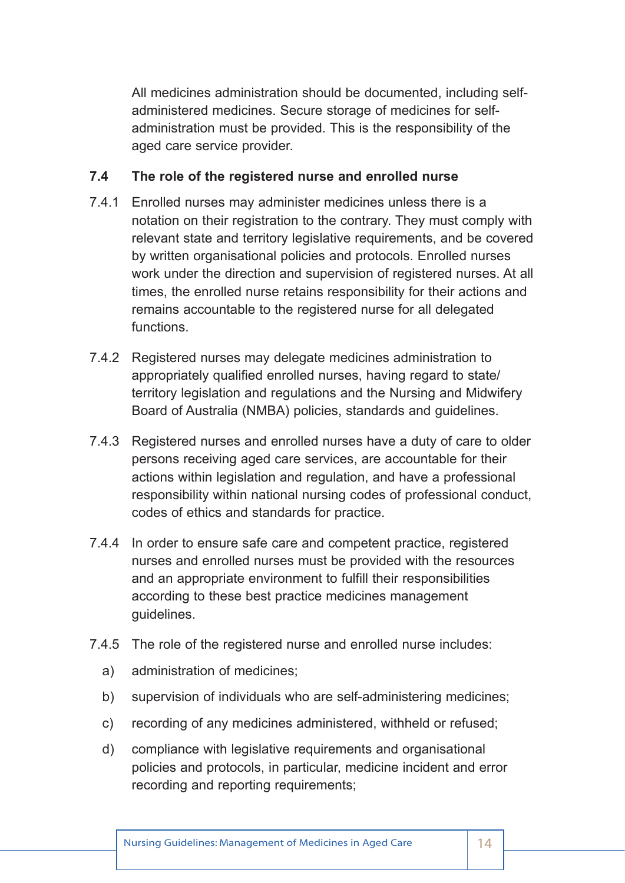All medicines administration should be documented, including self-administered medicines. Secure storage of medicines for self-administration must be provided. This is the responsibility of the aged care service provider.

### 7.4 The role of the registered nurse and enrolled nurse

7.4.1 Enrolled nurses may administer medicines unless there is a notation on their registration to the contrary. They must comply with relevant state and territory legislative requirements, and be covered by written organisational policies and protocols. Enrolled nurses work under the direction and supervision of registered nurses. At all times, the enrolled nurse retains responsibility for their actions and remains accountable to the registered nurse for all delegated functions.

7.4.2 Registered nurses may delegate medicines administration to appropriately qualified enrolled nurses, having regard to state/territory legislation and regulations and the Nursing and Midwifery Board of Australia (NMBA) policies, standards and guidelines.

7.4.3 Registered nurses and enrolled nurses have a duty of care to older persons receiving aged care services, are accountable for their actions within legislation and regulation, and have a professional responsibility within national nursing codes of professional conduct, codes of ethics and standards for practice.

7.4.4 In order to ensure safe care and competent practice, registered nurses and enrolled nurses must be provided with the resources and an appropriate environment to fulfill their responsibilities according to these best practice medicines management guidelines.

7.4.5 The role of the registered nurse and enrolled nurse includes:

a) administration of medicines;

b) supervision of individuals who are self-administering medicines;

c) recording of any medicines administered, withheld or refused;

d) compliance with legislative requirements and organisational policies and protocols, in particular, medicine incident and error recording and reporting requirements;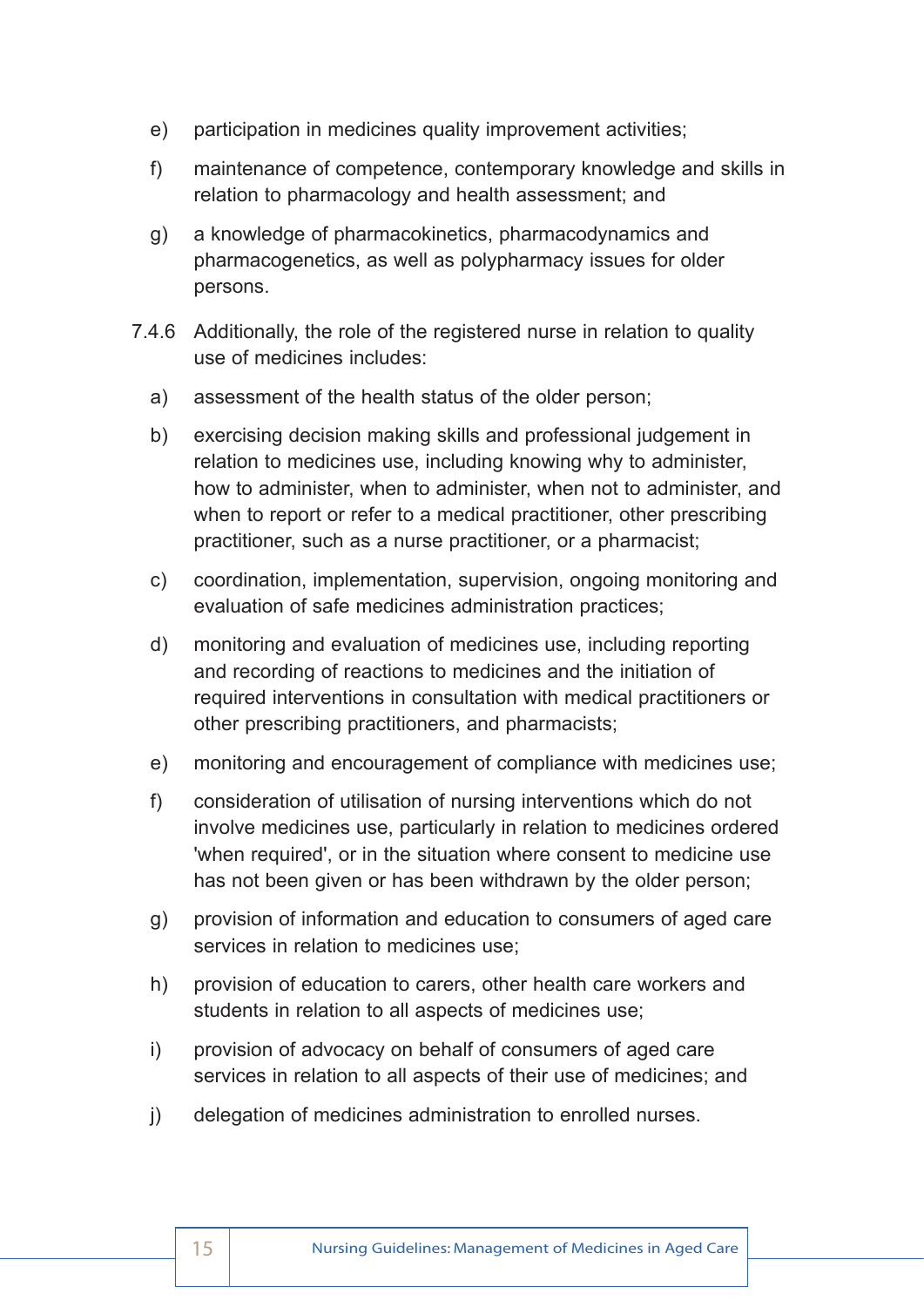e) participation in medicines quality improvement activities;

f) maintenance of competence, contemporary knowledge and skills in relation to pharmacology and health assessment; and

g) a knowledge of pharmacokinetics, pharmacodynamics and pharmacogenetics, as well as polypharmacy issues for older persons.

7.4.6 Additionally, the role of the registered nurse in relation to quality use of medicines includes:

a) assessment of the health status of the older person;

b) exercising decision making skills and professional judgement in relation to medicines use, including knowing why to administer, how to administer, when to administer, when not to administer, and when to report or refer to a medical practitioner, other prescribing practitioner, such as a nurse practitioner, or a pharmacist;

c) coordination, implementation, supervision, ongoing monitoring and evaluation of safe medicines administration practices;

d) monitoring and evaluation of medicines use, including reporting and recording of reactions to medicines and the initiation of required interventions in consultation with medical practitioners or other prescribing practitioners, and pharmacists;

e) monitoring and encouragement of compliance with medicines use;

f) consideration of utilisation of nursing interventions which do not involve medicines use, particularly in relation to medicines ordered 'when required', or in the situation where consent to medicine use has not been given or has been withdrawn by the older person;

g) provision of information and education to consumers of aged care services in relation to medicines use;

h) provision of education to carers, other health care workers and students in relation to all aspects of medicines use;

i) provision of advocacy on behalf of consumers of aged care services in relation to all aspects of their use of medicines; and

j) delegation of medicines administration to enrolled nurses.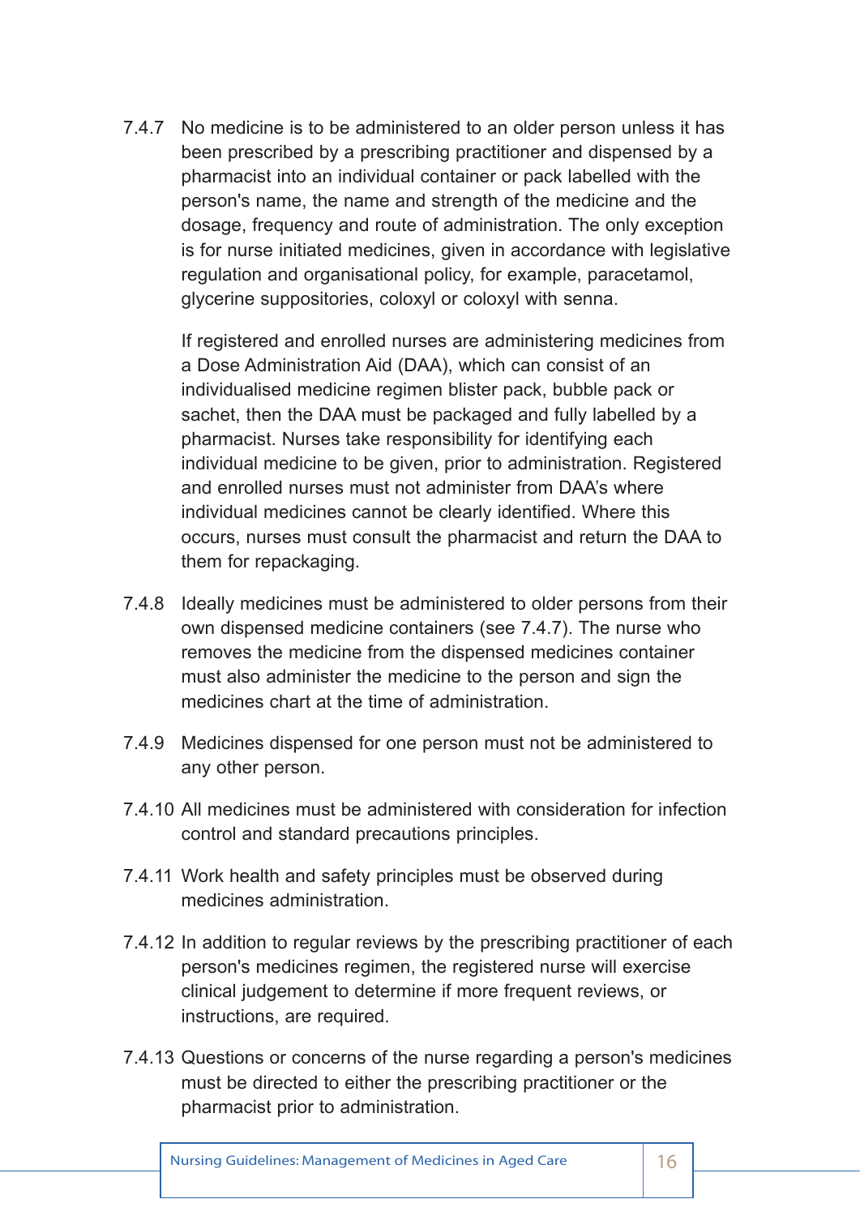7.4.7 No medicine is to be administered to an older person unless it has been prescribed by a prescribing practitioner and dispensed by a pharmacist into an individual container or pack labelled with the person's name, the name and strength of the medicine and the dosage, frequency and route of administration. The only exception is for nurse initiated medicines, given in accordance with legislative regulation and organisational policy, for example, paracetamol, glycerine suppositories, coloxyl or coloxyl with senna.

If registered and enrolled nurses are administering medicines from a Dose Administration Aid (DAA), which can consist of an individualised medicine regimen blister pack, bubble pack or sachet, then the DAA must be packaged and fully labelled by a pharmacist. Nurses take responsibility for identifying each individual medicine to be given, prior to administration. Registered and enrolled nurses must not administer from DAA's where individual medicines cannot be clearly identified. Where this occurs, nurses must consult the pharmacist and return the DAA to them for repackaging.

7.4.8 Ideally medicines must be administered to older persons from their own dispensed medicine containers (see 7.4.7). The nurse who removes the medicine from the dispensed medicines container must also administer the medicine to the person and sign the medicines chart at the time of administration.

7.4.9 Medicines dispensed for one person must not be administered to any other person.

7.4.10 All medicines must be administered with consideration for infection control and standard precautions principles.

7.4.11 Work health and safety principles must be observed during medicines administration.

7.4.12 In addition to regular reviews by the prescribing practitioner of each person's medicines regimen, the registered nurse will exercise clinical judgement to determine if more frequent reviews, or instructions, are required.

7.4.13 Questions or concerns of the nurse regarding a person's medicines must be directed to either the prescribing practitioner or the pharmacist prior to administration.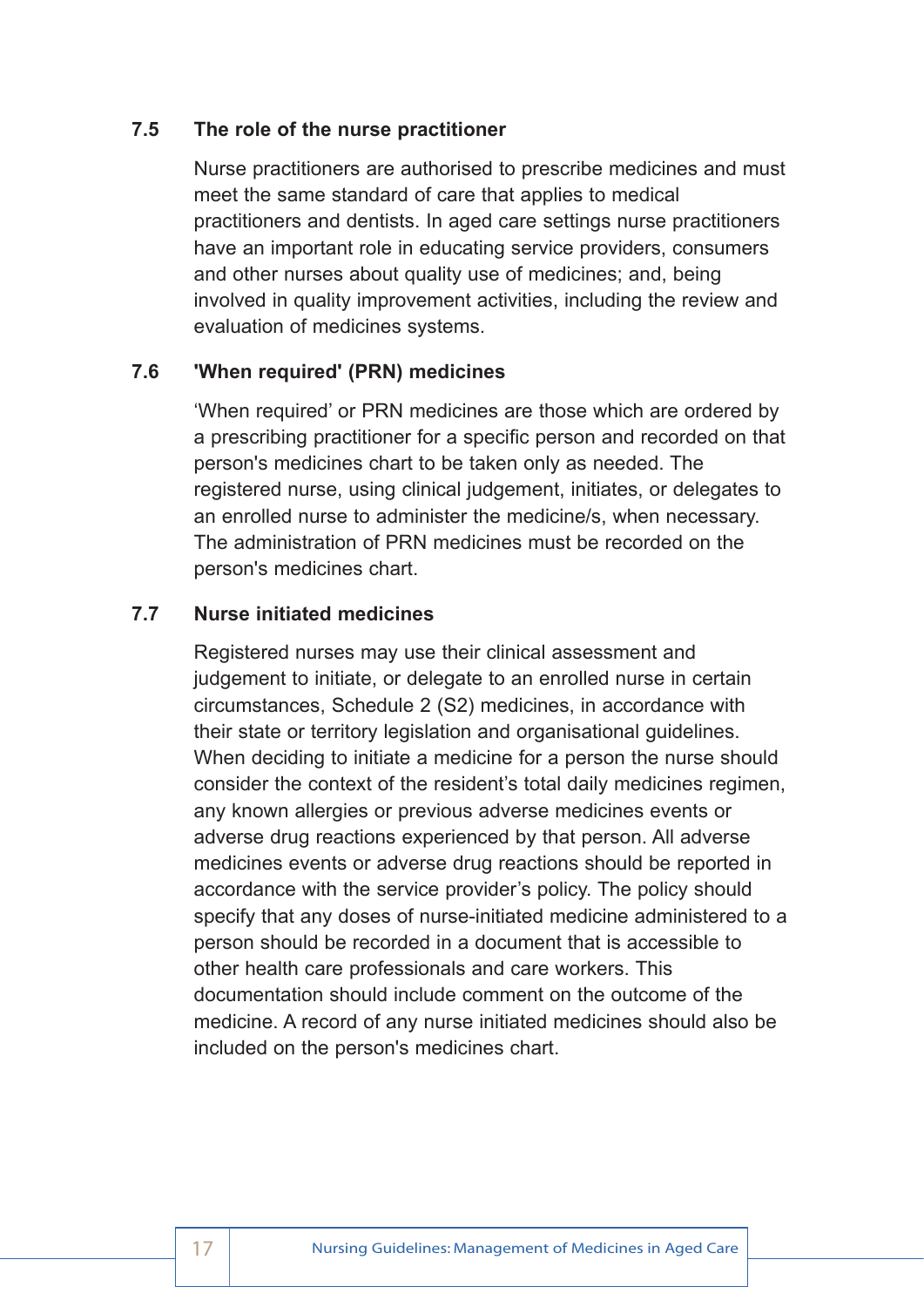### 7.5 The role of the nurse practitioner

Nurse practitioners are authorised to prescribe medicines and must meet the same standard of care that applies to medical practitioners and dentists. In aged care settings nurse practitioners have an important role in educating service providers, consumers and other nurses about quality use of medicines; and, being involved in quality improvement activities, including the review and evaluation of medicines systems.

### 7.6 'When required' (PRN) medicines

'When required' or PRN medicines are those which are ordered by a prescribing practitioner for a specific person and recorded on that person's medicines chart to be taken only as needed. The registered nurse, using clinical judgement, initiates, or delegates to an enrolled nurse to administer the medicine/s, when necessary. The administration of PRN medicines must be recorded on the person's medicines chart.

### 7.7 Nurse initiated medicines

Registered nurses may use their clinical assessment and judgement to initiate, or delegate to an enrolled nurse in certain circumstances, Schedule 2 (S2) medicines, in accordance with their state or territory legislation and organisational guidelines. When deciding to initiate a medicine for a person the nurse should consider the context of the resident's total daily medicines regimen, any known allergies or previous adverse medicines events or adverse drug reactions experienced by that person. All adverse medicines events or adverse drug reactions should be reported in accordance with the service provider's policy. The policy should specify that any doses of nurse-initiated medicine administered to a person should be recorded in a document that is accessible to other health care professionals and care workers. This documentation should include comment on the outcome of the medicine. A record of any nurse initiated medicines should also be included on the person's medicines chart.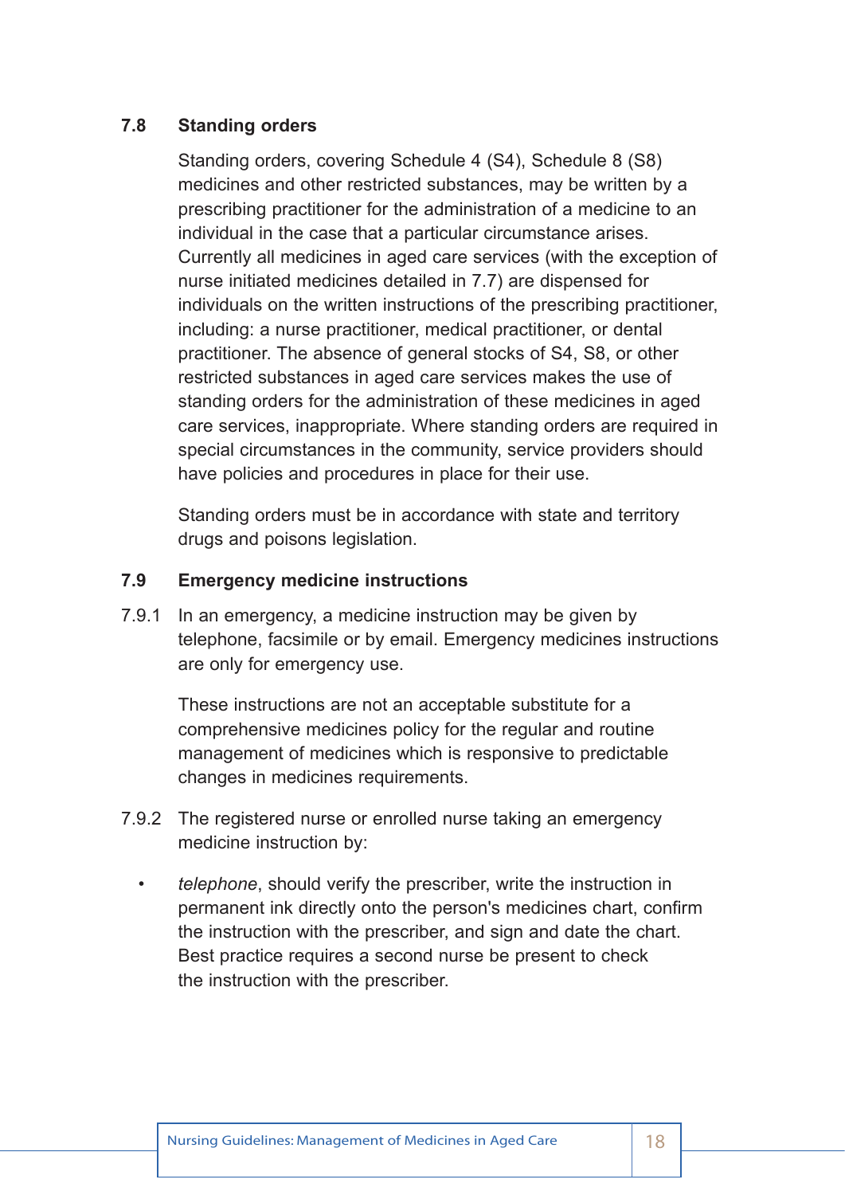### 7.8 Standing orders

Standing orders, covering Schedule 4 (S4), Schedule 8 (S8) medicines and other restricted substances, may be written by a prescribing practitioner for the administration of a medicine to an individual in the case that a particular circumstance arises. Currently all medicines in aged care services (with the exception of nurse initiated medicines detailed in 7.7) are dispensed for individuals on the written instructions of the prescribing practitioner, including: a nurse practitioner, medical practitioner, or dental practitioner. The absence of general stocks of S4, S8, or other restricted substances in aged care services makes the use of standing orders for the administration of these medicines in aged care services, inappropriate. Where standing orders are required in special circumstances in the community, service providers should have policies and procedures in place for their use.

Standing orders must be in accordance with state and territory drugs and poisons legislation.

### 7.9 Emergency medicine instructions

7.9.1 In an emergency, a medicine instruction may be given by telephone, facsimile or by email. Emergency medicines instructions are only for emergency use.

These instructions are not an acceptable substitute for a comprehensive medicines policy for the regular and routine management of medicines which is responsive to predictable changes in medicines requirements.

7.9.2 The registered nurse or enrolled nurse taking an emergency medicine instruction by:

- *telephone*, should verify the prescriber, write the instruction in permanent ink directly onto the person's medicines chart, confirm the instruction with the prescriber, and sign and date the chart. Best practice requires a second nurse be present to check the instruction with the prescriber.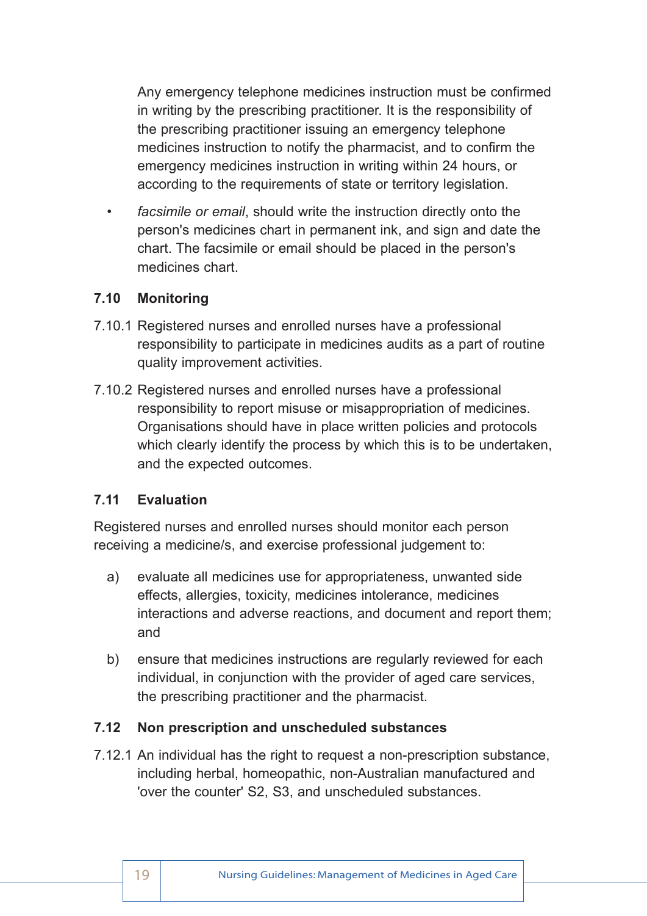Any emergency telephone medicines instruction must be confirmed in writing by the prescribing practitioner. It is the responsibility of the prescribing practitioner issuing an emergency telephone medicines instruction to notify the pharmacist, and to confirm the emergency medicines instruction in writing within 24 hours, or according to the requirements of state or territory legislation.

- *facsimile or email*, should write the instruction directly onto the person's medicines chart in permanent ink, and sign and date the chart. The facsimile or email should be placed in the person's medicines chart.

### 7.10 Monitoring

7.10.1 Registered nurses and enrolled nurses have a professional responsibility to participate in medicines audits as a part of routine quality improvement activities.

7.10.2 Registered nurses and enrolled nurses have a professional responsibility to report misuse or misappropriation of medicines. Organisations should have in place written policies and protocols which clearly identify the process by which this is to be undertaken, and the expected outcomes.

### 7.11 Evaluation

Registered nurses and enrolled nurses should monitor each person receiving a medicine/s, and exercise professional judgement to:

a) evaluate all medicines use for appropriateness, unwanted side effects, allergies, toxicity, medicines intolerance, medicines interactions and adverse reactions, and document and report them; and

b) ensure that medicines instructions are regularly reviewed for each individual, in conjunction with the provider of aged care services, the prescribing practitioner and the pharmacist.

### 7.12 Non prescription and unscheduled substances

7.12.1 An individual has the right to request a non-prescription substance, including herbal, homeopathic, non-Australian manufactured and 'over the counter' S2, S3, and unscheduled substances.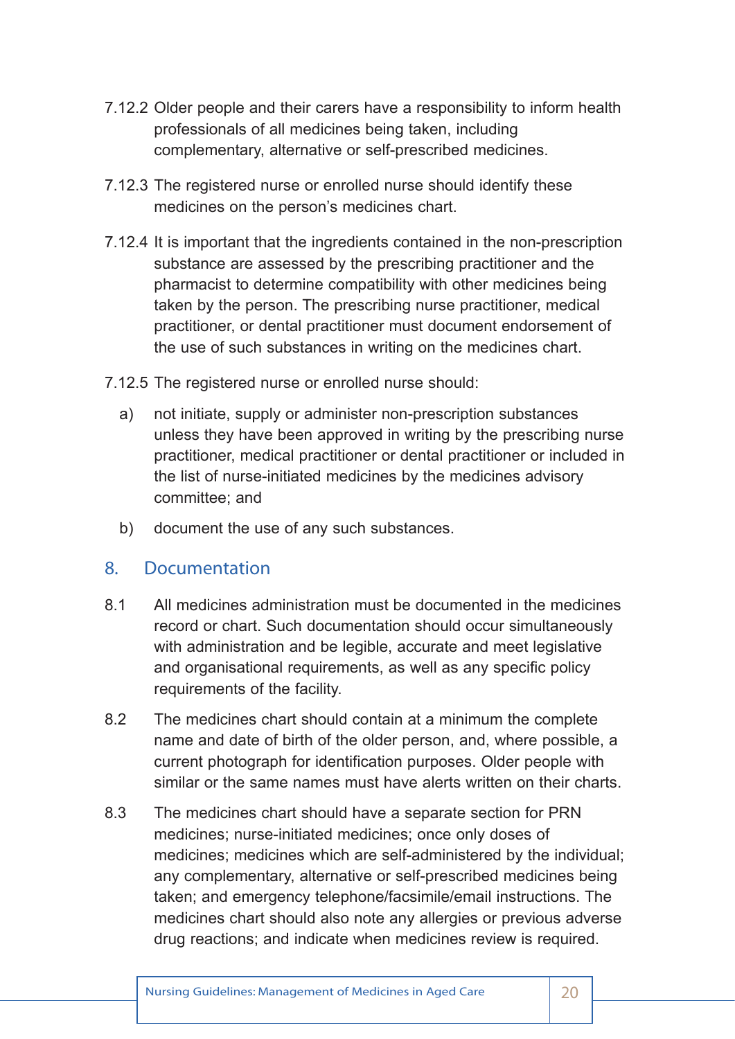7.12.2 Older people and their carers have a responsibility to inform health professionals of all medicines being taken, including complementary, alternative or self-prescribed medicines.

7.12.3 The registered nurse or enrolled nurse should identify these medicines on the person's medicines chart.

7.12.4 It is important that the ingredients contained in the non-prescription substance are assessed by the prescribing practitioner and the pharmacist to determine compatibility with other medicines being taken by the person. The prescribing nurse practitioner, medical practitioner, or dental practitioner must document endorsement of the use of such substances in writing on the medicines chart.

7.12.5 The registered nurse or enrolled nurse should:

a) not initiate, supply or administer non-prescription substances unless they have been approved in writing by the prescribing nurse practitioner, medical practitioner or dental practitioner or included in the list of nurse-initiated medicines by the medicines advisory committee; and

b) document the use of any such substances.

## 8. Documentation

8.1 All medicines administration must be documented in the medicines record or chart. Such documentation should occur simultaneously with administration and be legible, accurate and meet legislative and organisational requirements, as well as any specific policy requirements of the facility.

8.2 The medicines chart should contain at a minimum the complete name and date of birth of the older person, and, where possible, a current photograph for identification purposes. Older people with similar or the same names must have alerts written on their charts.

8.3 The medicines chart should have a separate section for PRN medicines; nurse-initiated medicines; once only doses of medicines; medicines which are self-administered by the individual; any complementary, alternative or self-prescribed medicines being taken; and emergency telephone/facsimile/email instructions. The medicines chart should also note any allergies or previous adverse drug reactions; and indicate when medicines review is required.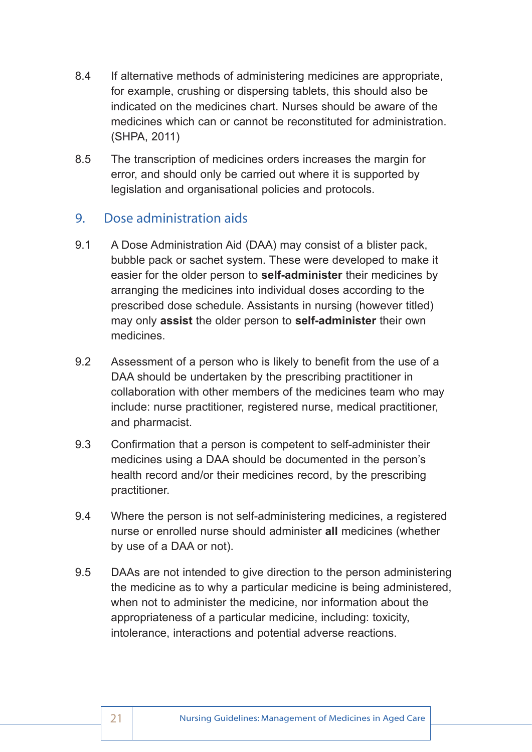8.4 If alternative methods of administering medicines are appropriate, for example, crushing or dispersing tablets, this should also be indicated on the medicines chart. Nurses should be aware of the medicines which can or cannot be reconstituted for administration. (SHPA, 2011)

8.5 The transcription of medicines orders increases the margin for error, and should only be carried out where it is supported by legislation and organisational policies and protocols.

## 9. Dose administration aids

9.1 A Dose Administration Aid (DAA) may consist of a blister pack, bubble pack or sachet system. These were developed to make it easier for the older person to **self-administer** their medicines by arranging the medicines into individual doses according to the prescribed dose schedule. Assistants in nursing (however titled) may only **assist** the older person to **self-administer** their own medicines.

9.2 Assessment of a person who is likely to benefit from the use of a DAA should be undertaken by the prescribing practitioner in collaboration with other members of the medicines team who may include: nurse practitioner, registered nurse, medical practitioner, and pharmacist.

9.3 Confirmation that a person is competent to self-administer their medicines using a DAA should be documented in the person's health record and/or their medicines record, by the prescribing practitioner.

9.4 Where the person is not self-administering medicines, a registered nurse or enrolled nurse should administer **all** medicines (whether by use of a DAA or not).

9.5 DAAs are not intended to give direction to the person administering the medicine as to why a particular medicine is being administered, when not to administer the medicine, nor information about the appropriateness of a particular medicine, including: toxicity, intolerance, interactions and potential adverse reactions.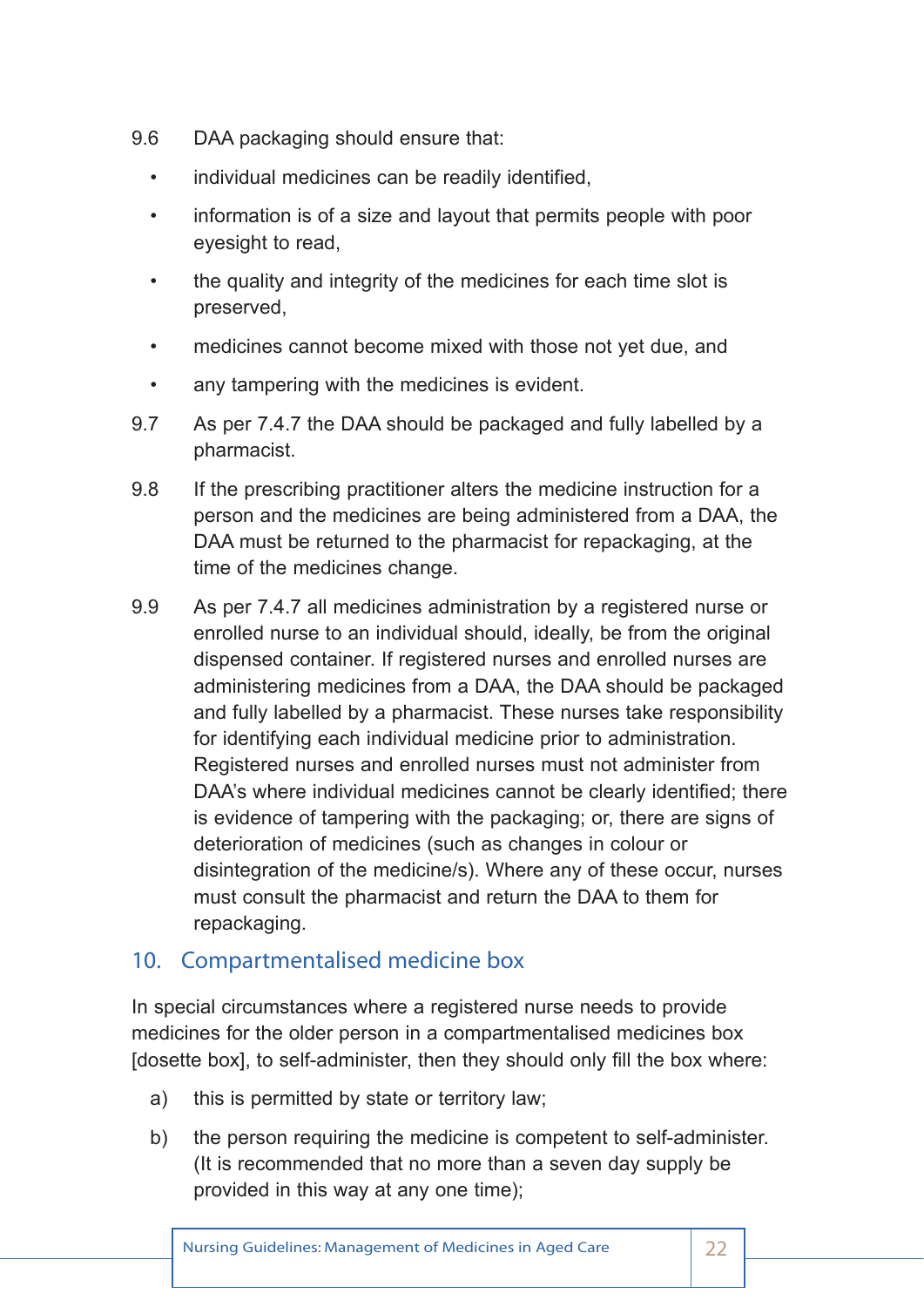9.6 DAA packaging should ensure that:

- individual medicines can be readily identified,
- information is of a size and layout that permits people with poor eyesight to read,
- the quality and integrity of the medicines for each time slot is preserved,
- medicines cannot become mixed with those not yet due, and
- any tampering with the medicines is evident.

9.7 As per 7.4.7 the DAA should be packaged and fully labelled by a pharmacist.

9.8 If the prescribing practitioner alters the medicine instruction for a person and the medicines are being administered from a DAA, the DAA must be returned to the pharmacist for repackaging, at the time of the medicines change.

9.9 As per 7.4.7 all medicines administration by a registered nurse or enrolled nurse to an individual should, ideally, be from the original dispensed container. If registered nurses and enrolled nurses are administering medicines from a DAA, the DAA should be packaged and fully labelled by a pharmacist. These nurses take responsibility for identifying each individual medicine prior to administration. Registered nurses and enrolled nurses must not administer from DAA's where individual medicines cannot be clearly identified; there is evidence of tampering with the packaging; or, there are signs of deterioration of medicines (such as changes in colour or disintegration of the medicine/s). Where any of these occur, nurses must consult the pharmacist and return the DAA to them for repackaging.

## 10. Compartmentalised medicine box

In special circumstances where a registered nurse needs to provide medicines for the older person in a compartmentalised medicines box [dosette box], to self-administer, then they should only fill the box where:

a) this is permitted by state or territory law;

b) the person requiring the medicine is competent to self-administer. (It is recommended that no more than a seven day supply be provided in this way at any one time);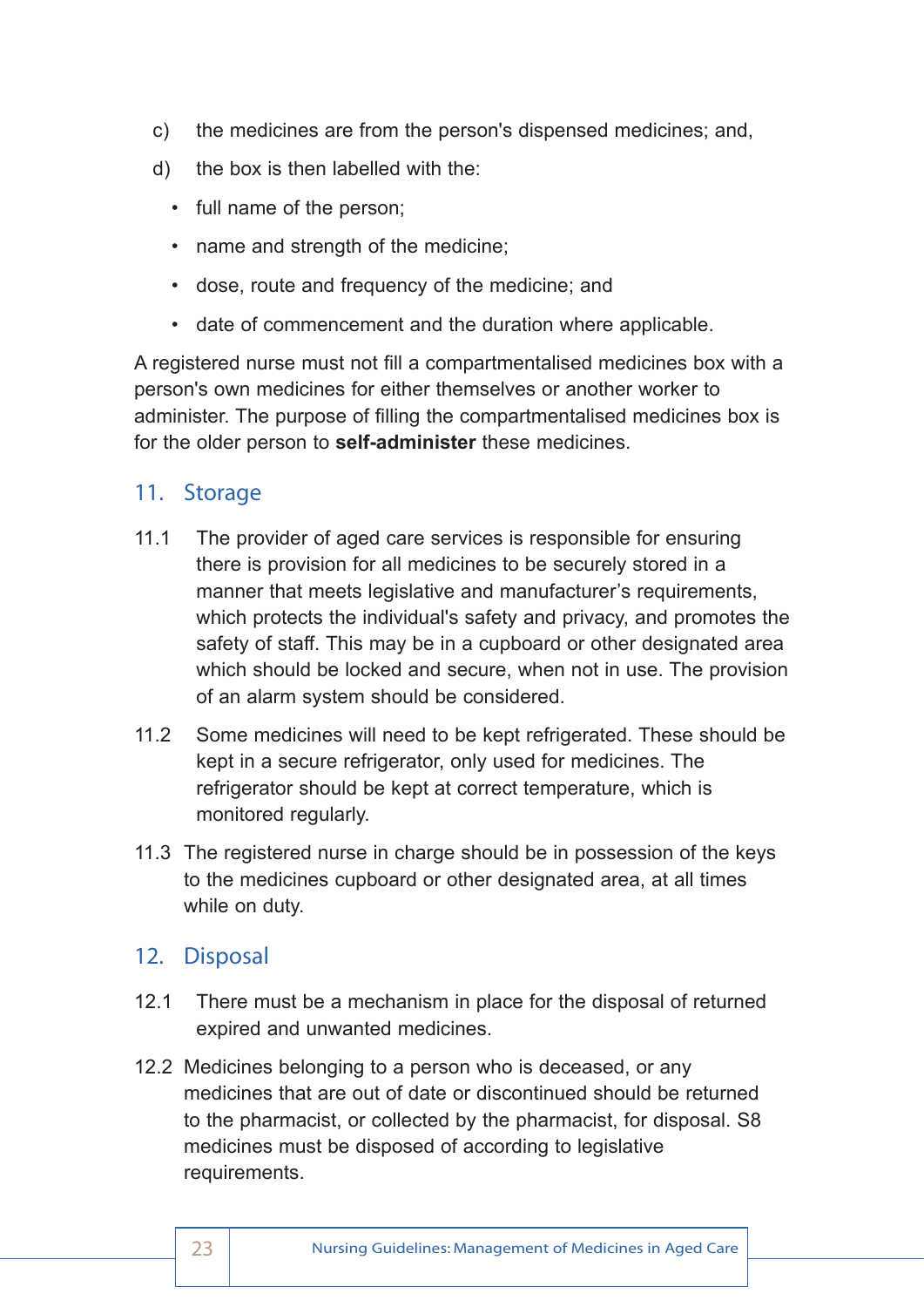c) the medicines are from the person's dispensed medicines; and,

d) the box is then labelled with the:

- full name of the person;
- name and strength of the medicine;
- dose, route and frequency of the medicine; and
- date of commencement and the duration where applicable.

A registered nurse must not fill a compartmentalised medicines box with a person's own medicines for either themselves or another worker to administer. The purpose of filling the compartmentalised medicines box is for the older person to **self-administer** these medicines.

## 11. Storage

11.1 The provider of aged care services is responsible for ensuring there is provision for all medicines to be securely stored in a manner that meets legislative and manufacturer's requirements, which protects the individual's safety and privacy, and promotes the safety of staff. This may be in a cupboard or other designated area which should be locked and secure, when not in use. The provision of an alarm system should be considered.

11.2 Some medicines will need to be kept refrigerated. These should be kept in a secure refrigerator, only used for medicines. The refrigerator should be kept at correct temperature, which is monitored regularly.

11.3 The registered nurse in charge should be in possession of the keys to the medicines cupboard or other designated area, at all times while on duty.

## 12. Disposal

12.1 There must be a mechanism in place for the disposal of returned expired and unwanted medicines.

12.2 Medicines belonging to a person who is deceased, or any medicines that are out of date or discontinued should be returned to the pharmacist, or collected by the pharmacist, for disposal. S8 medicines must be disposed of according to legislative requirements.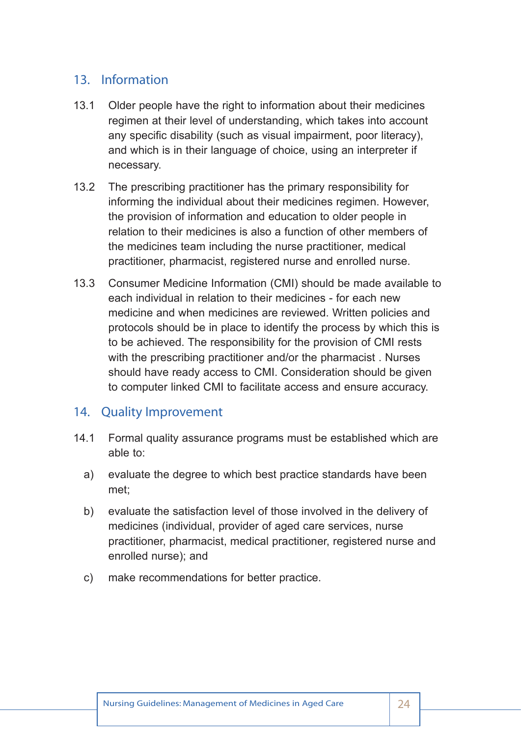## 13. Information

13.1 Older people have the right to information about their medicines regimen at their level of understanding, which takes into account any specific disability (such as visual impairment, poor literacy), and which is in their language of choice, using an interpreter if necessary.

13.2 The prescribing practitioner has the primary responsibility for informing the individual about their medicines regimen. However, the provision of information and education to older people in relation to their medicines is also a function of other members of the medicines team including the nurse practitioner, medical practitioner, pharmacist, registered nurse and enrolled nurse.

13.3 Consumer Medicine Information (CMI) should be made available to each individual in relation to their medicines - for each new medicine and when medicines are reviewed. Written policies and protocols should be in place to identify the process by which this is to be achieved. The responsibility for the provision of CMI rests with the prescribing practitioner and/or the pharmacist . Nurses should have ready access to CMI. Consideration should be given to computer linked CMI to facilitate access and ensure accuracy.

## 14. Quality Improvement

14.1 Formal quality assurance programs must be established which are able to:

a) evaluate the degree to which best practice standards have been met;

b) evaluate the satisfaction level of those involved in the delivery of medicines (individual, provider of aged care services, nurse practitioner, pharmacist, medical practitioner, registered nurse and enrolled nurse); and

c) make recommendations for better practice.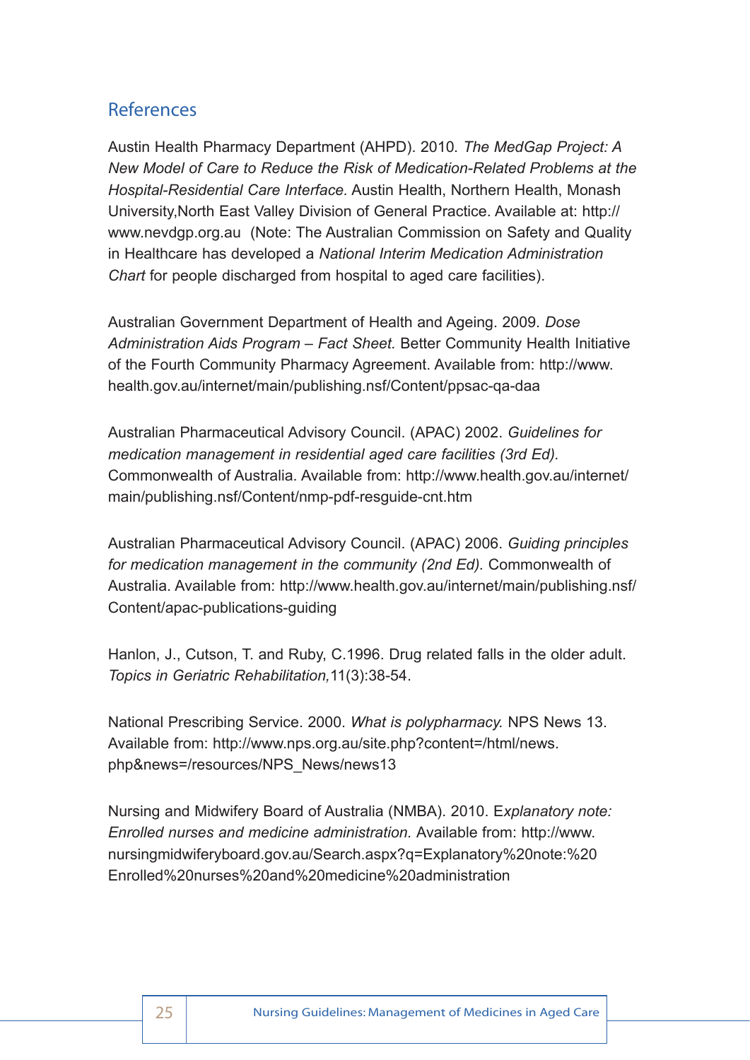## References

Austin Health Pharmacy Department (AHPD). 2010. *The MedGap Project: A New Model of Care to Reduce the Risk of Medication-Related Problems at the Hospital-Residential Care Interface.* Austin Health, Northern Health, Monash University,North East Valley Division of General Practice. Available at: http://www.nevdgp.org.au (Note: The Australian Commission on Safety and Quality in Healthcare has developed a *National Interim Medication Administration Chart* for people discharged from hospital to aged care facilities).

Australian Government Department of Health and Ageing. 2009. *Dose Administration Aids Program – Fact Sheet.* Better Community Health Initiative of the Fourth Community Pharmacy Agreement. Available from: http://www.health.gov.au/internet/main/publishing.nsf/Content/ppsac-qa-daa

Australian Pharmaceutical Advisory Council. (APAC) 2002. *Guidelines for medication management in residential aged care facilities (3rd Ed).* Commonwealth of Australia. Available from: http://www.health.gov.au/internet/main/publishing.nsf/Content/nmp-pdf-resguide-cnt.htm

Australian Pharmaceutical Advisory Council. (APAC) 2006. *Guiding principles for medication management in the community (2nd Ed).* Commonwealth of Australia. Available from: http://www.health.gov.au/internet/main/publishing.nsf/Content/apac-publications-guiding

Hanlon, J., Cutson, T. and Ruby, C.1996. Drug related falls in the older adult. *Topics in Geriatric Rehabilitation,*11(3):38-54.

National Prescribing Service. 2000. *What is polypharmacy.* NPS News 13. Available from: http://www.nps.org.au/site.php?content=/html/news.php&news=/resources/NPS_News/news13

Nursing and Midwifery Board of Australia (NMBA). 2010. E*xplanatory note: Enrolled nurses and medicine administration.* Available from: http://www.nursingmidwiferyboard.gov.au/Search.aspx?q=Explanatory%20note:%20Enrolled%20nurses%20and%20medicine%20administration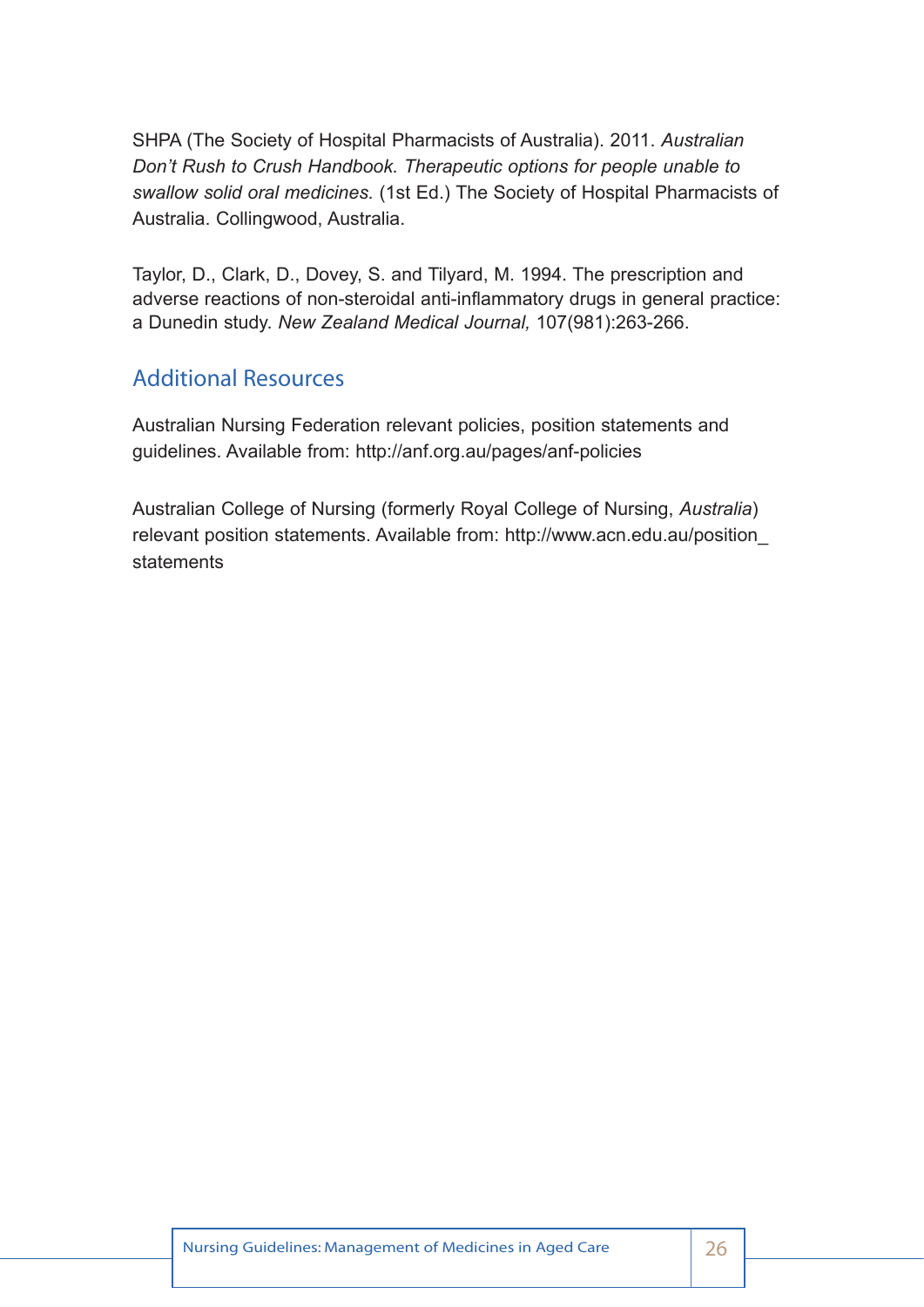SHPA (The Society of Hospital Pharmacists of Australia). 2011. *Australian Don't Rush to Crush Handbook. Therapeutic options for people unable to swallow solid oral medicines.* (1st Ed.) The Society of Hospital Pharmacists of Australia. Collingwood, Australia.

Taylor, D., Clark, D., Dovey, S. and Tilyard, M. 1994. The prescription and adverse reactions of non-steroidal anti-inflammatory drugs in general practice: a Dunedin study. *New Zealand Medical Journal,* 107(981):263-266.

## Additional Resources

Australian Nursing Federation relevant policies, position statements and guidelines. Available from: http://anf.org.au/pages/anf-policies

Australian College of Nursing (formerly Royal College of Nursing, *Australia*) relevant position statements. Available from: http://www.acn.edu.au/position_statements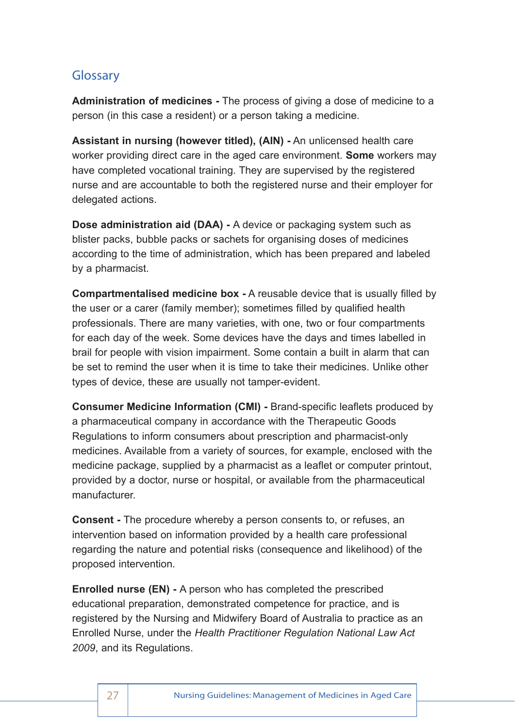## Glossary

**Administration of medicines -** The process of giving a dose of medicine to a person (in this case a resident) or a person taking a medicine.

**Assistant in nursing (however titled), (AIN) -** An unlicensed health care worker providing direct care in the aged care environment. **Some** workers may have completed vocational training. They are supervised by the registered nurse and are accountable to both the registered nurse and their employer for delegated actions.

**Dose administration aid (DAA) -** A device or packaging system such as blister packs, bubble packs or sachets for organising doses of medicines according to the time of administration, which has been prepared and labeled by a pharmacist.

**Compartmentalised medicine box -** A reusable device that is usually filled by the user or a carer (family member); sometimes filled by qualified health professionals. There are many varieties, with one, two or four compartments for each day of the week. Some devices have the days and times labelled in brail for people with vision impairment. Some contain a built in alarm that can be set to remind the user when it is time to take their medicines. Unlike other types of device, these are usually not tamper-evident.

**Consumer Medicine Information (CMI) -** Brand-specific leaflets produced by a pharmaceutical company in accordance with the Therapeutic Goods Regulations to inform consumers about prescription and pharmacist-only medicines. Available from a variety of sources, for example, enclosed with the medicine package, supplied by a pharmacist as a leaflet or computer printout, provided by a doctor, nurse or hospital, or available from the pharmaceutical manufacturer.

**Consent -** The procedure whereby a person consents to, or refuses, an intervention based on information provided by a health care professional regarding the nature and potential risks (consequence and likelihood) of the proposed intervention.

**Enrolled nurse (EN) -** A person who has completed the prescribed educational preparation, demonstrated competence for practice, and is registered by the Nursing and Midwifery Board of Australia to practice as an Enrolled Nurse, under the *Health Practitioner Regulation National Law Act 2009*, and its Regulations.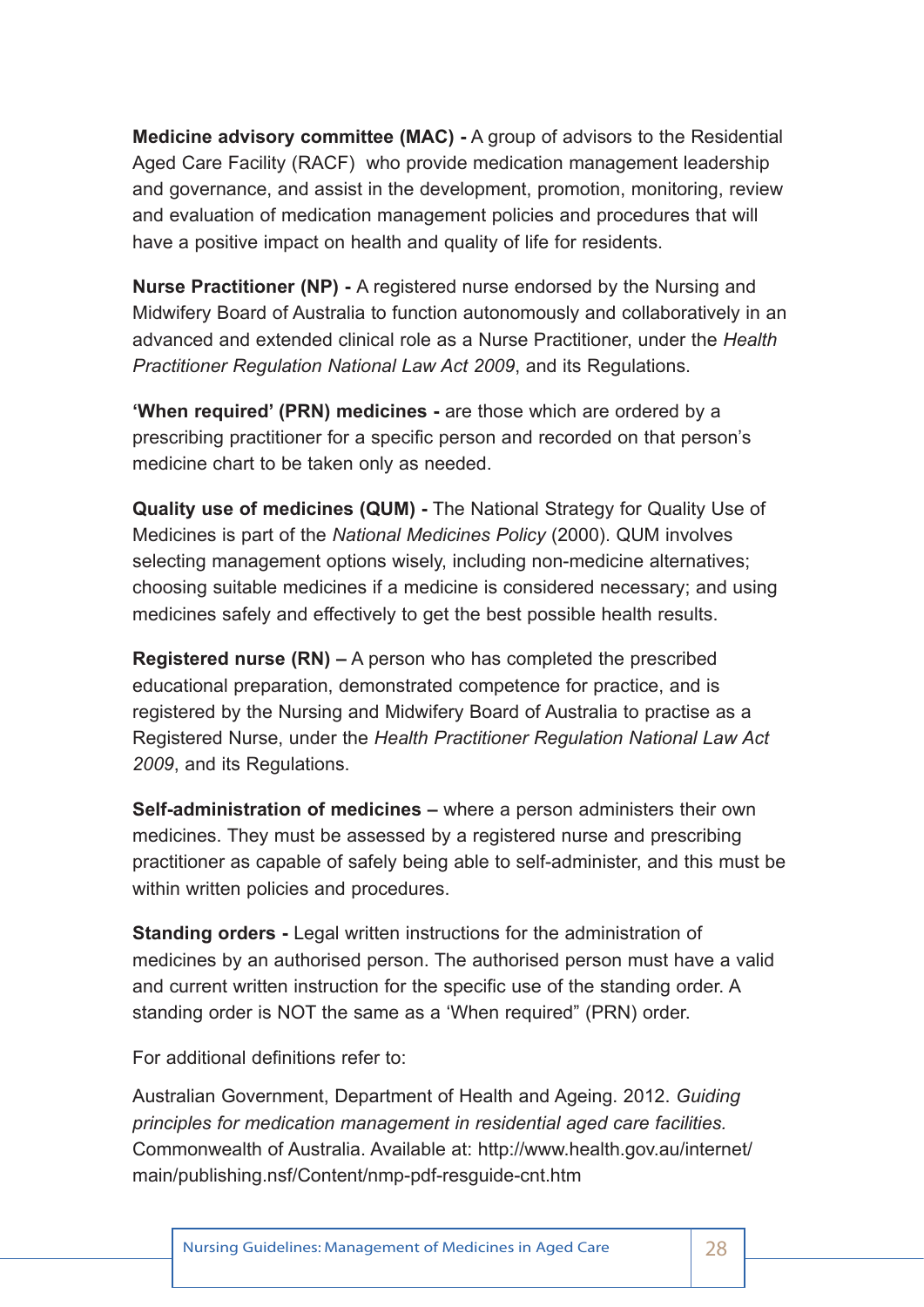**Medicine advisory committee (MAC) -** A group of advisors to the Residential Aged Care Facility (RACF) who provide medication management leadership and governance, and assist in the development, promotion, monitoring, review and evaluation of medication management policies and procedures that will have a positive impact on health and quality of life for residents.

**Nurse Practitioner (NP) -** A registered nurse endorsed by the Nursing and Midwifery Board of Australia to function autonomously and collaboratively in an advanced and extended clinical role as a Nurse Practitioner, under the *Health Practitioner Regulation National Law Act 2009*, and its Regulations.

**'When required' (PRN) medicines -** are those which are ordered by a prescribing practitioner for a specific person and recorded on that person's medicine chart to be taken only as needed.

**Quality use of medicines (QUM) -** The National Strategy for Quality Use of Medicines is part of the *National Medicines Policy* (2000). QUM involves selecting management options wisely, including non-medicine alternatives; choosing suitable medicines if a medicine is considered necessary; and using medicines safely and effectively to get the best possible health results.

**Registered nurse (RN) –** A person who has completed the prescribed educational preparation, demonstrated competence for practice, and is registered by the Nursing and Midwifery Board of Australia to practise as a Registered Nurse, under the *Health Practitioner Regulation National Law Act 2009*, and its Regulations.

**Self-administration of medicines –** where a person administers their own medicines. They must be assessed by a registered nurse and prescribing practitioner as capable of safely being able to self-administer, and this must be within written policies and procedures.

**Standing orders -** Legal written instructions for the administration of medicines by an authorised person. The authorised person must have a valid and current written instruction for the specific use of the standing order. A standing order is NOT the same as a 'When required" (PRN) order.

For additional definitions refer to:

Australian Government, Department of Health and Ageing. 2012. *Guiding principles for medication management in residential aged care facilities.* Commonwealth of Australia. Available at: http://www.health.gov.au/internet/main/publishing.nsf/Content/nmp-pdf-resguide-cnt.htm